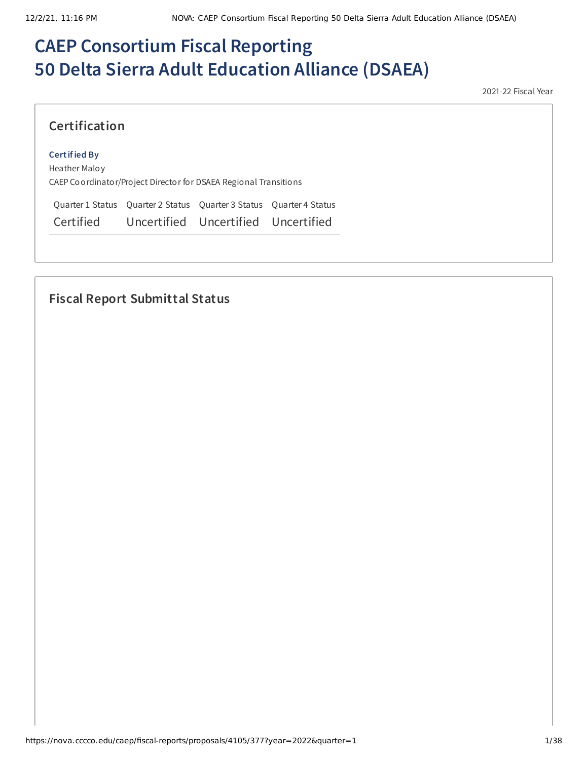# CAEP Consortium Fiscal Reporting
# 50 Delta Sierra Adult Education Alliance (DSAEA)

2021-22 Fiscal Year

## Certification

**Certified By**

Heather Maloy

CAEP Coordinator/Project Director for DSAEA Regional Transitions

| Quarter 1 Status | Quarter 2 Status | Quarter 3 Status | Quarter 4 Status |
|---|---|---|---|
| Certified | Uncertified | Uncertified | Uncertified |

## Fiscal Report Submittal Status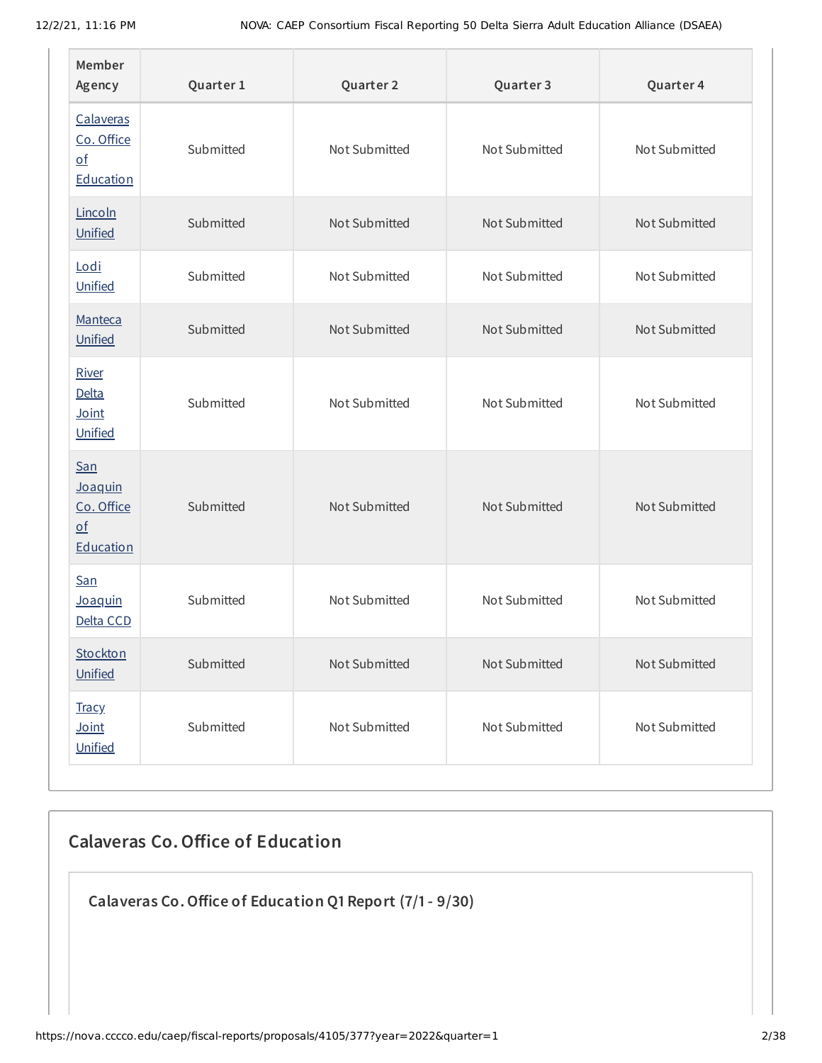| Member Agency | Quarter 1 | Quarter 2 | Quarter 3 | Quarter 4 |
| --- | --- | --- | --- | --- |
| Calaveras Co. Office of Education | Submitted | Not Submitted | Not Submitted | Not Submitted |
| Lincoln Unified | Submitted | Not Submitted | Not Submitted | Not Submitted |
| Lodi Unified | Submitted | Not Submitted | Not Submitted | Not Submitted |
| Manteca Unified | Submitted | Not Submitted | Not Submitted | Not Submitted |
| River Delta Joint Unified | Submitted | Not Submitted | Not Submitted | Not Submitted |
| San Joaquin Co. Office of Education | Submitted | Not Submitted | Not Submitted | Not Submitted |
| San Joaquin Delta CCD | Submitted | Not Submitted | Not Submitted | Not Submitted |
| Stockton Unified | Submitted | Not Submitted | Not Submitted | Not Submitted |
| Tracy Joint Unified | Submitted | Not Submitted | Not Submitted | Not Submitted |

## Calaveras Co. Office of Education

### Calaveras Co. Office of Education Q1 Report (7/1 - 9/30)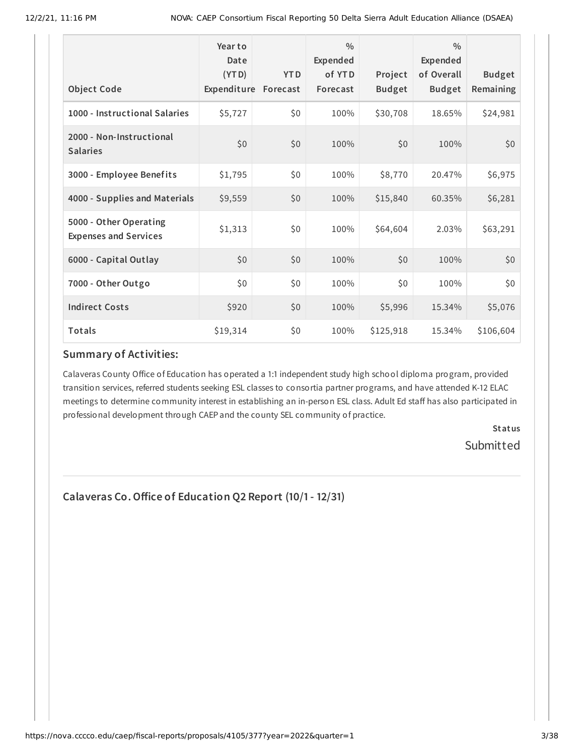| Object Code | Year to Date (YTD) Expenditure | YTD Forecast | % Expended of YTD Forecast | Project Budget | % Expended of Overall Budget | Budget Remaining |
|---|---|---|---|---|---|---|
| 1000 - Instructional Salaries | $5,727 | $0 | 100% | $30,708 | 18.65% | $24,981 |
| 2000 - Non-Instructional Salaries | $0 | $0 | 100% | $0 | 100% | $0 |
| 3000 - Employee Benefits | $1,795 | $0 | 100% | $8,770 | 20.47% | $6,975 |
| 4000 - Supplies and Materials | $9,559 | $0 | 100% | $15,840 | 60.35% | $6,281 |
| 5000 - Other Operating Expenses and Services | $1,313 | $0 | 100% | $64,604 | 2.03% | $63,291 |
| 6000 - Capital Outlay | $0 | $0 | 100% | $0 | 100% | $0 |
| 7000 - Other Outgo | $0 | $0 | 100% | $0 | 100% | $0 |
| Indirect Costs | $920 | $0 | 100% | $5,996 | 15.34% | $5,076 |
| Totals | $19,314 | $0 | 100% | $125,918 | 15.34% | $106,604 |

## Summary of Activities:

Calaveras County Office of Education has operated a 1:1 independent study high school diploma program, provided transition services, referred students seeking ESL classes to consortia partner programs, and have attended K-12 ELAC meetings to determine community interest in establishing an in-person ESL class. Adult Ed staff has also participated in professional development through CAEP and the county SEL community of practice.

**Status**

Submitted

## Calaveras Co. Office of Education Q2 Report (10/1 - 12/31)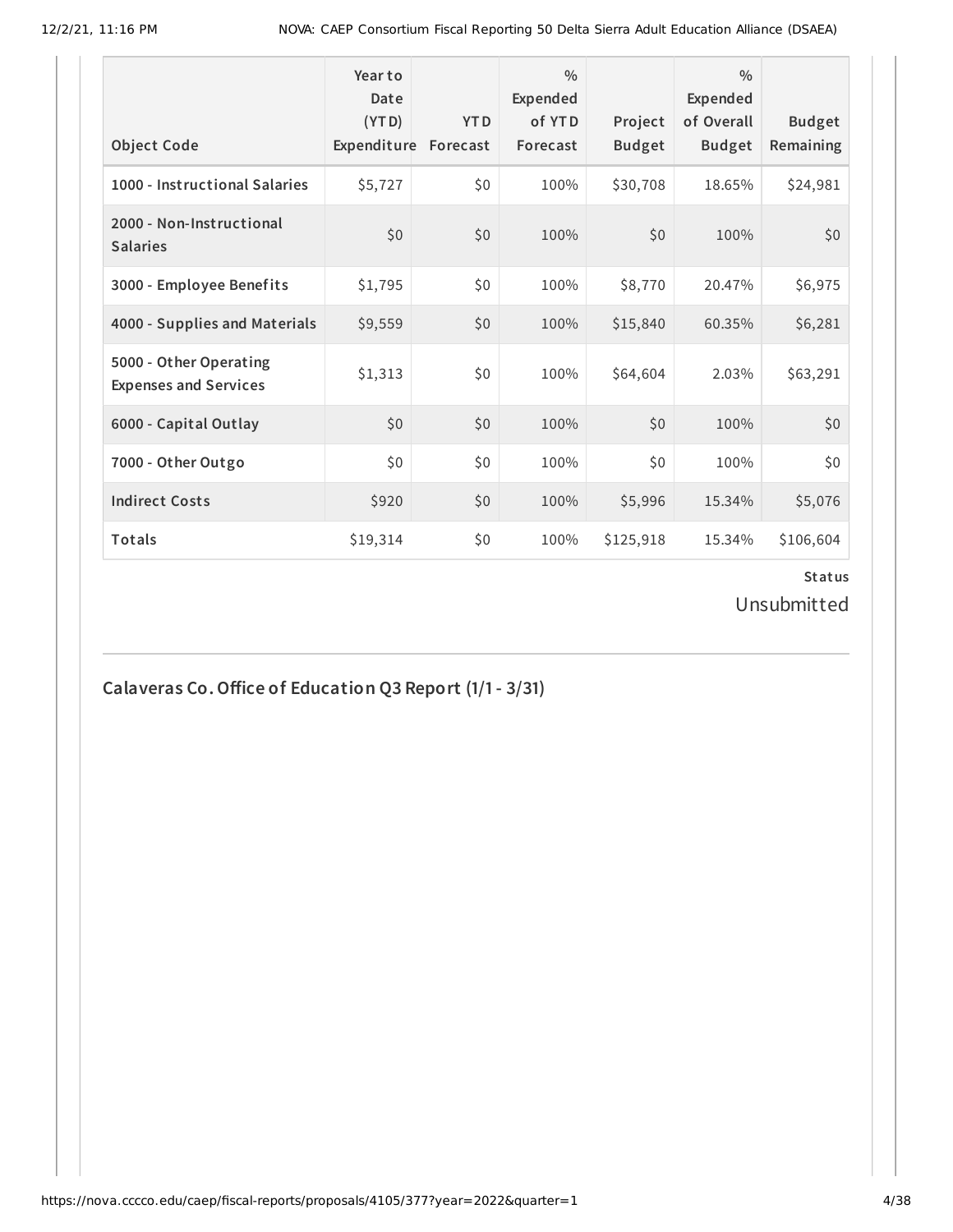| Object Code | Year to Date (YTD) Expenditure | YTD Forecast | % Expended of YTD Forecast | Project Budget | % Expended of Overall Budget | Budget Remaining |
|---|---|---|---|---|---|---|
| 1000 - Instructional Salaries | $5,727 | $0 | 100% | $30,708 | 18.65% | $24,981 |
| 2000 - Non-Instructional Salaries | $0 | $0 | 100% | $0 | 100% | $0 |
| 3000 - Employee Benefits | $1,795 | $0 | 100% | $8,770 | 20.47% | $6,975 |
| 4000 - Supplies and Materials | $9,559 | $0 | 100% | $15,840 | 60.35% | $6,281 |
| 5000 - Other Operating Expenses and Services | $1,313 | $0 | 100% | $64,604 | 2.03% | $63,291 |
| 6000 - Capital Outlay | $0 | $0 | 100% | $0 | 100% | $0 |
| 7000 - Other Outgo | $0 | $0 | 100% | $0 | 100% | $0 |
| Indirect Costs | $920 | $0 | 100% | $5,996 | 15.34% | $5,076 |
| Totals | $19,314 | $0 | 100% | $125,918 | 15.34% | $106,604 |

**Status**

Unsubmitted

## Calaveras Co. Office of Education Q3 Report (1/1 - 3/31)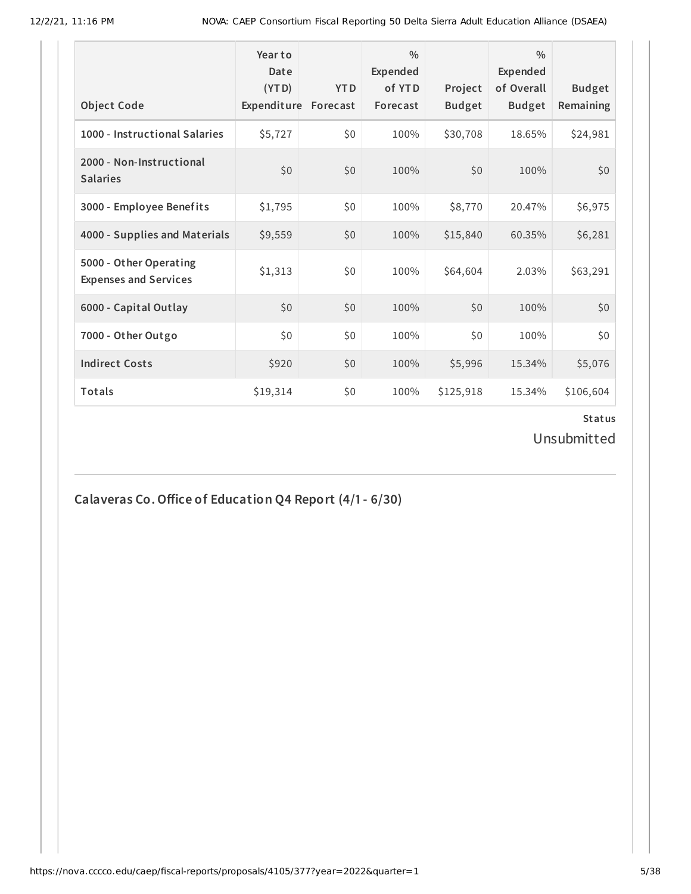| Object Code | Year to Date (YTD) Expenditure | YTD Forecast | % Expended of YTD Forecast | Project Budget | % Expended of Overall Budget | Budget Remaining |
|---|---|---|---|---|---|---|
| 1000 - Instructional Salaries | $5,727 | $0 | 100% | $30,708 | 18.65% | $24,981 |
| 2000 - Non-Instructional Salaries | $0 | $0 | 100% | $0 | 100% | $0 |
| 3000 - Employee Benefits | $1,795 | $0 | 100% | $8,770 | 20.47% | $6,975 |
| 4000 - Supplies and Materials | $9,559 | $0 | 100% | $15,840 | 60.35% | $6,281 |
| 5000 - Other Operating Expenses and Services | $1,313 | $0 | 100% | $64,604 | 2.03% | $63,291 |
| 6000 - Capital Outlay | $0 | $0 | 100% | $0 | 100% | $0 |
| 7000 - Other Outgo | $0 | $0 | 100% | $0 | 100% | $0 |
| Indirect Costs | $920 | $0 | 100% | $5,996 | 15.34% | $5,076 |
| Totals | $19,314 | $0 | 100% | $125,918 | 15.34% | $106,604 |

**Status**

Unsubmitted

## Calaveras Co. Office of Education Q4 Report (4/1 - 6/30)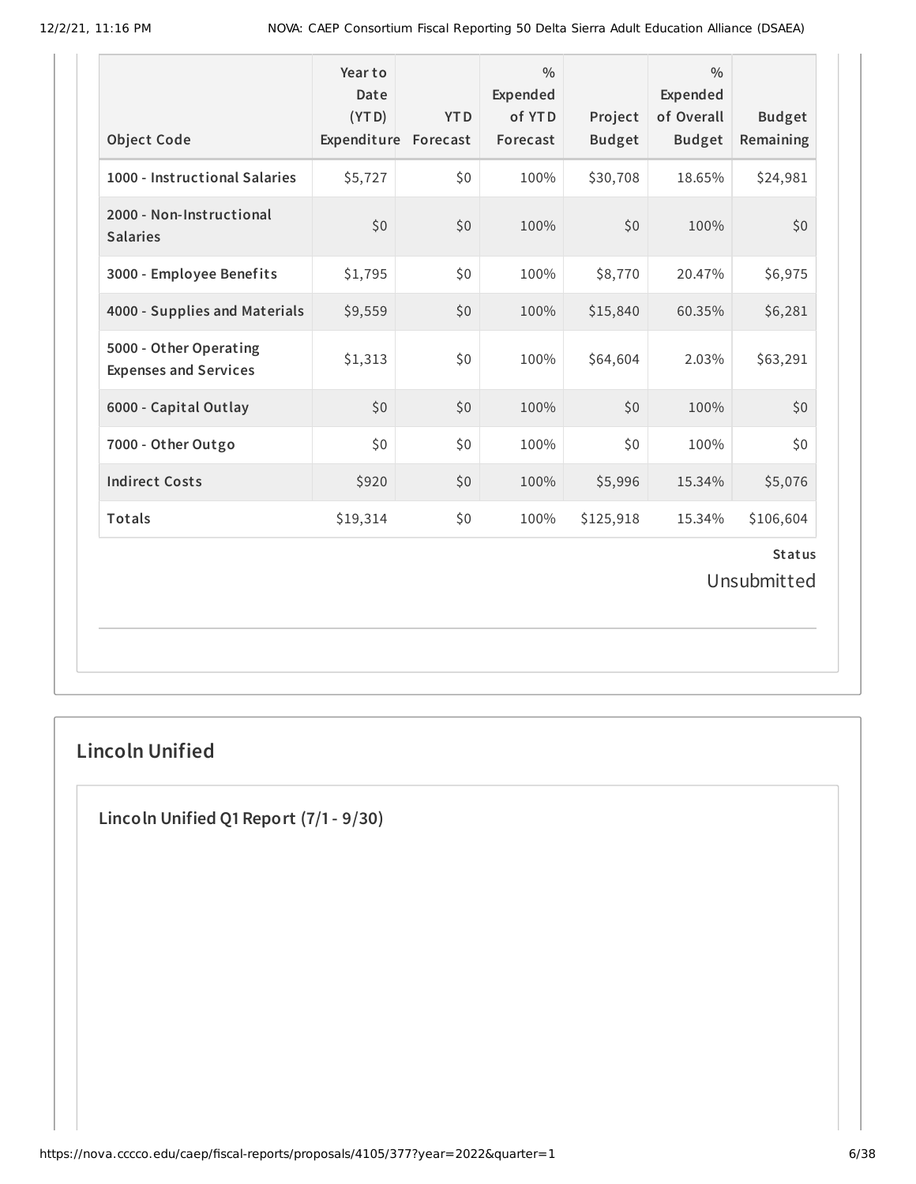| Object Code | Year to Date (YTD) Expenditure | YTD Forecast | % Expended of YTD Forecast | Project Budget | % Expended of Overall Budget | Budget Remaining |
|---|---|---|---|---|---|---|
| 1000 - Instructional Salaries | $5,727 | $0 | 100% | $30,708 | 18.65% | $24,981 |
| 2000 - Non-Instructional Salaries | $0 | $0 | 100% | $0 | 100% | $0 |
| 3000 - Employee Benefits | $1,795 | $0 | 100% | $8,770 | 20.47% | $6,975 |
| 4000 - Supplies and Materials | $9,559 | $0 | 100% | $15,840 | 60.35% | $6,281 |
| 5000 - Other Operating Expenses and Services | $1,313 | $0 | 100% | $64,604 | 2.03% | $63,291 |
| 6000 - Capital Outlay | $0 | $0 | 100% | $0 | 100% | $0 |
| 7000 - Other Outgo | $0 | $0 | 100% | $0 | 100% | $0 |
| Indirect Costs | $920 | $0 | 100% | $5,996 | 15.34% | $5,076 |
| Totals | $19,314 | $0 | 100% | $125,918 | 15.34% | $106,604 |

**Status**

Unsubmitted

## Lincoln Unified

### Lincoln Unified Q1 Report (7/1 - 9/30)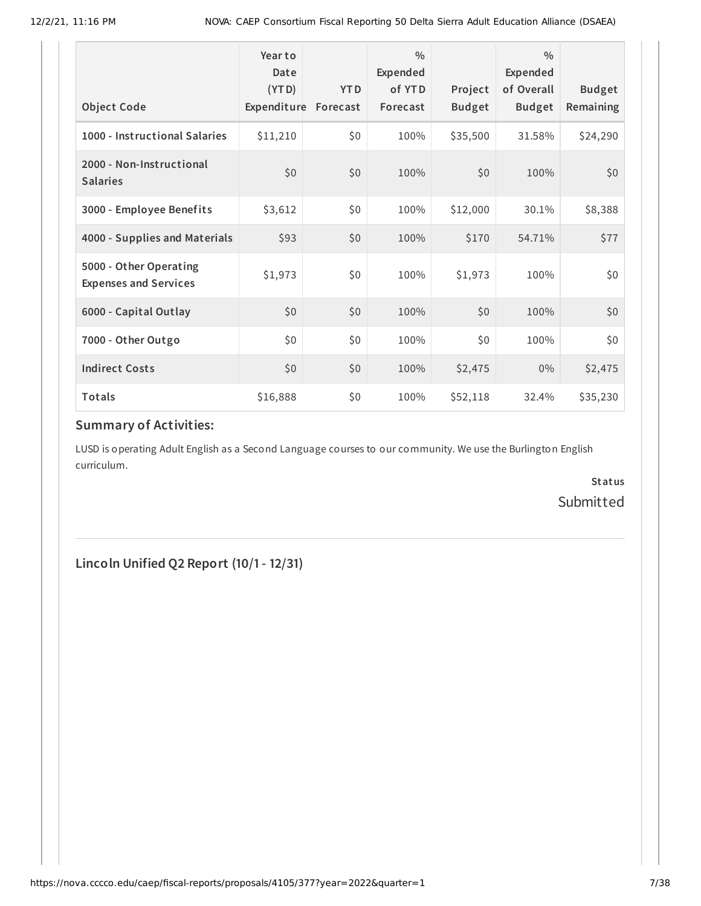| Object Code | Year to Date (YTD) Expenditure | YTD Forecast | % Expended of YTD Forecast | Project Budget | % Expended of Overall Budget | Budget Remaining |
|---|---|---|---|---|---|---|
| 1000 - Instructional Salaries | $11,210 | $0 | 100% | $35,500 | 31.58% | $24,290 |
| 2000 - Non-Instructional Salaries | $0 | $0 | 100% | $0 | 100% | $0 |
| 3000 - Employee Benefits | $3,612 | $0 | 100% | $12,000 | 30.1% | $8,388 |
| 4000 - Supplies and Materials | $93 | $0 | 100% | $170 | 54.71% | $77 |
| 5000 - Other Operating Expenses and Services | $1,973 | $0 | 100% | $1,973 | 100% | $0 |
| 6000 - Capital Outlay | $0 | $0 | 100% | $0 | 100% | $0 |
| 7000 - Other Outgo | $0 | $0 | 100% | $0 | 100% | $0 |
| Indirect Costs | $0 | $0 | 100% | $2,475 | 0% | $2,475 |
| Totals | $16,888 | $0 | 100% | $52,118 | 32.4% | $35,230 |

## Summary of Activities:

LUSD is operating Adult English as a Second Language courses to our community. We use the Burlington English curriculum.

**Status**

Submitted

## Lincoln Unified Q2 Report (10/1 - 12/31)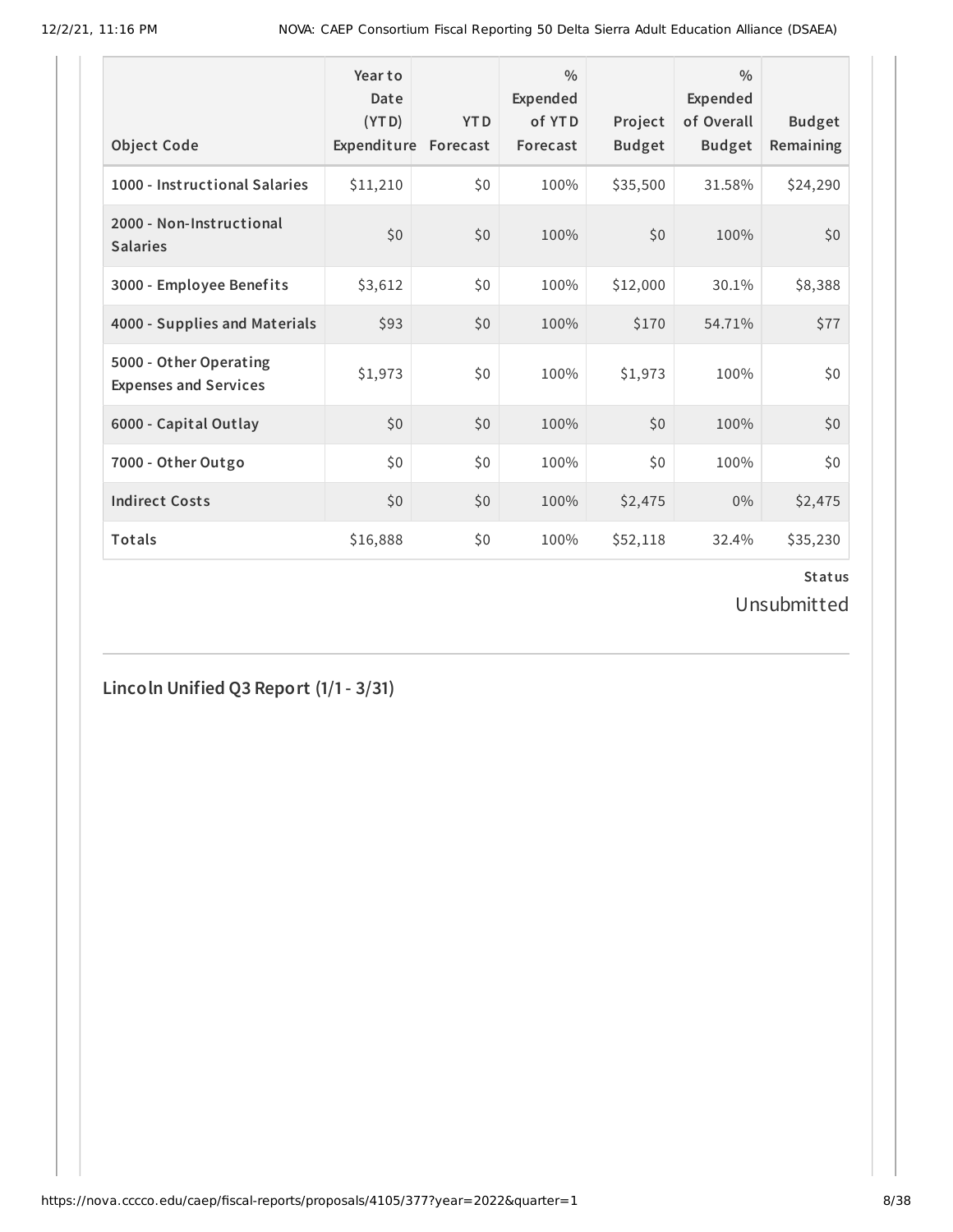| Object Code | Year to Date (YTD) Expenditure | YTD Forecast | % Expended of YTD Forecast | Project Budget | % Expended of Overall Budget | Budget Remaining |
|---|---|---|---|---|---|---|
| 1000 - Instructional Salaries | $11,210 | $0 | 100% | $35,500 | 31.58% | $24,290 |
| 2000 - Non-Instructional Salaries | $0 | $0 | 100% | $0 | 100% | $0 |
| 3000 - Employee Benefits | $3,612 | $0 | 100% | $12,000 | 30.1% | $8,388 |
| 4000 - Supplies and Materials | $93 | $0 | 100% | $170 | 54.71% | $77 |
| 5000 - Other Operating Expenses and Services | $1,973 | $0 | 100% | $1,973 | 100% | $0 |
| 6000 - Capital Outlay | $0 | $0 | 100% | $0 | 100% | $0 |
| 7000 - Other Outgo | $0 | $0 | 100% | $0 | 100% | $0 |
| Indirect Costs | $0 | $0 | 100% | $2,475 | 0% | $2,475 |
| Totals | $16,888 | $0 | 100% | $52,118 | 32.4% | $35,230 |

**Status**

Unsubmitted

## Lincoln Unified Q3 Report (1/1 - 3/31)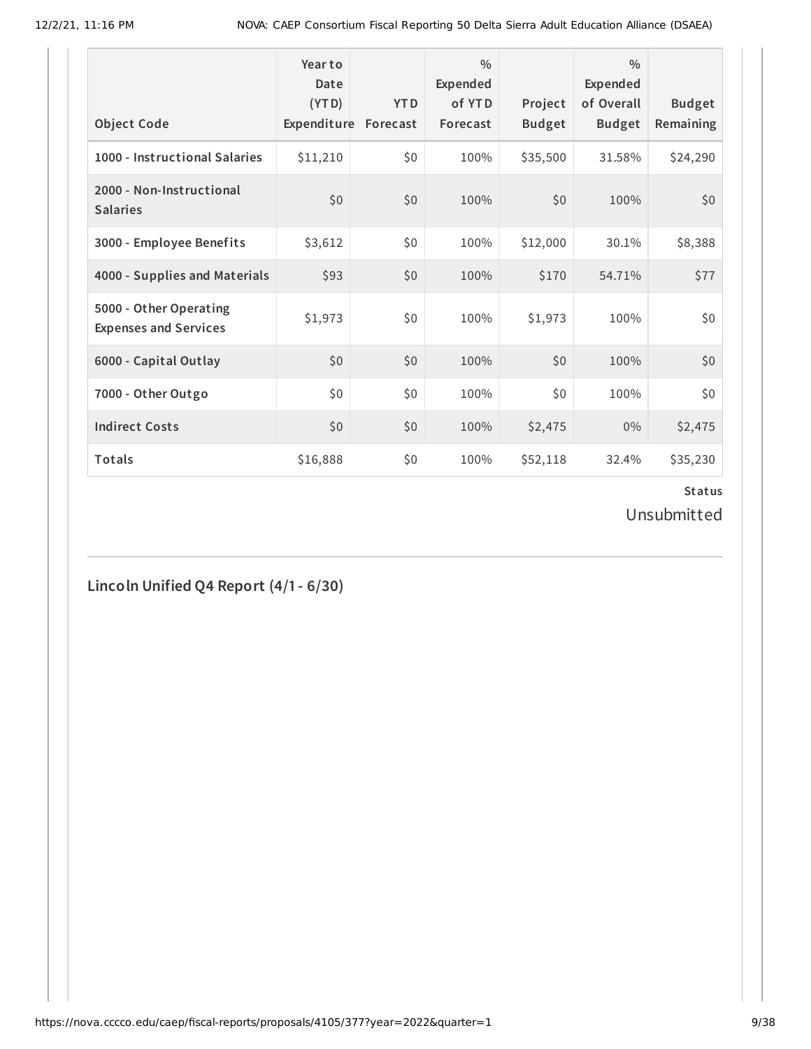| Object Code | Year to Date (YTD) Expenditure | YTD Forecast | % Expended of YTD Forecast | Project Budget | % Expended of Overall Budget | Budget Remaining |
|---|---|---|---|---|---|---|
| 1000 - Instructional Salaries | $11,210 | $0 | 100% | $35,500 | 31.58% | $24,290 |
| 2000 - Non-Instructional Salaries | $0 | $0 | 100% | $0 | 100% | $0 |
| 3000 - Employee Benefits | $3,612 | $0 | 100% | $12,000 | 30.1% | $8,388 |
| 4000 - Supplies and Materials | $93 | $0 | 100% | $170 | 54.71% | $77 |
| 5000 - Other Operating Expenses and Services | $1,973 | $0 | 100% | $1,973 | 100% | $0 |
| 6000 - Capital Outlay | $0 | $0 | 100% | $0 | 100% | $0 |
| 7000 - Other Outgo | $0 | $0 | 100% | $0 | 100% | $0 |
| Indirect Costs | $0 | $0 | 100% | $2,475 | 0% | $2,475 |
| Totals | $16,888 | $0 | 100% | $52,118 | 32.4% | $35,230 |

**Status**

Unsubmitted

## Lincoln Unified Q4 Report (4/1 - 6/30)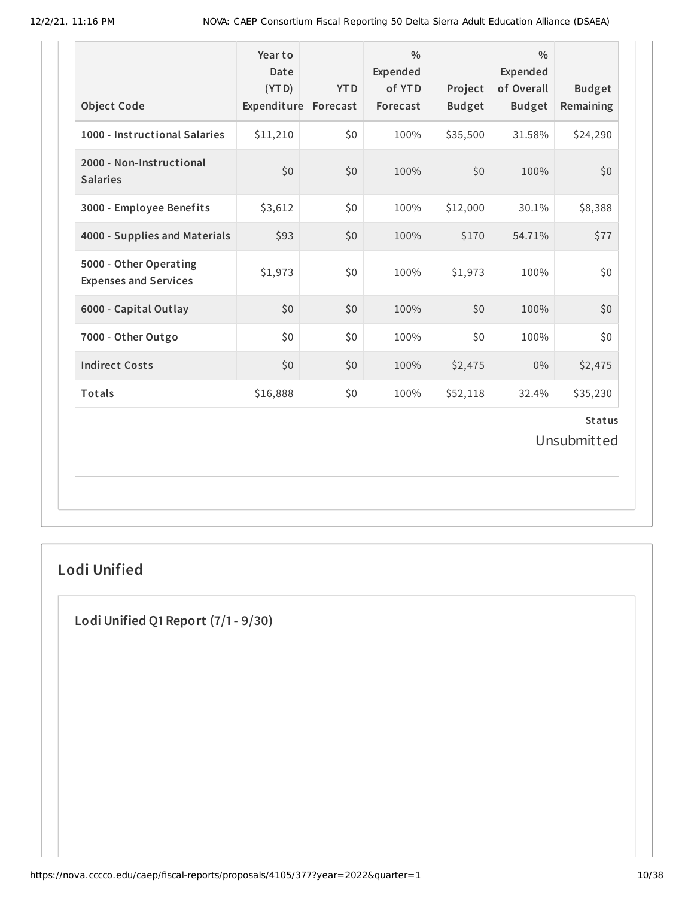| Object Code | Year to Date (YTD) Expenditure | YTD Forecast | % Expended of YTD Forecast | Project Budget | % Expended of Overall Budget | Budget Remaining |
|---|---|---|---|---|---|---|
| 1000 - Instructional Salaries | $11,210 | $0 | 100% | $35,500 | 31.58% | $24,290 |
| 2000 - Non-Instructional Salaries | $0 | $0 | 100% | $0 | 100% | $0 |
| 3000 - Employee Benefits | $3,612 | $0 | 100% | $12,000 | 30.1% | $8,388 |
| 4000 - Supplies and Materials | $93 | $0 | 100% | $170 | 54.71% | $77 |
| 5000 - Other Operating Expenses and Services | $1,973 | $0 | 100% | $1,973 | 100% | $0 |
| 6000 - Capital Outlay | $0 | $0 | 100% | $0 | 100% | $0 |
| 7000 - Other Outgo | $0 | $0 | 100% | $0 | 100% | $0 |
| Indirect Costs | $0 | $0 | 100% | $2,475 | 0% | $2,475 |
| Totals | $16,888 | $0 | 100% | $52,118 | 32.4% | $35,230 |

**Status**

Unsubmitted

## Lodi Unified

### Lodi Unified Q1 Report (7/1 - 9/30)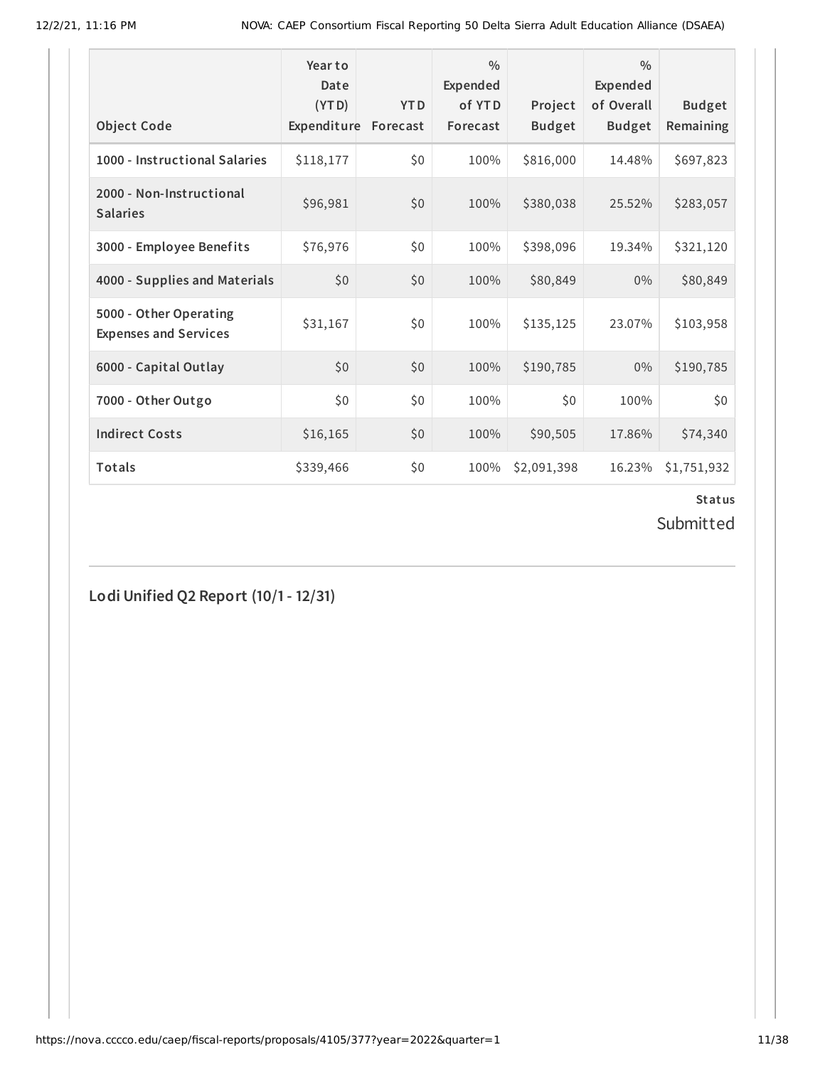| Object Code | Year to Date (YTD) Expenditure | YTD Forecast | % Expended of YTD Forecast | Project Budget | % Expended of Overall Budget | Budget Remaining |
|---|---|---|---|---|---|---|
| 1000 - Instructional Salaries | $118,177 | $0 | 100% | $816,000 | 14.48% | $697,823 |
| 2000 - Non-Instructional Salaries | $96,981 | $0 | 100% | $380,038 | 25.52% | $283,057 |
| 3000 - Employee Benefits | $76,976 | $0 | 100% | $398,096 | 19.34% | $321,120 |
| 4000 - Supplies and Materials | $0 | $0 | 100% | $80,849 | 0% | $80,849 |
| 5000 - Other Operating Expenses and Services | $31,167 | $0 | 100% | $135,125 | 23.07% | $103,958 |
| 6000 - Capital Outlay | $0 | $0 | 100% | $190,785 | 0% | $190,785 |
| 7000 - Other Outgo | $0 | $0 | 100% | $0 | 100% | $0 |
| Indirect Costs | $16,165 | $0 | 100% | $90,505 | 17.86% | $74,340 |
| Totals | $339,466 | $0 | 100% | $2,091,398 | 16.23% | $1,751,932 |

**Status**

Submitted

## Lodi Unified Q2 Report (10/1 - 12/31)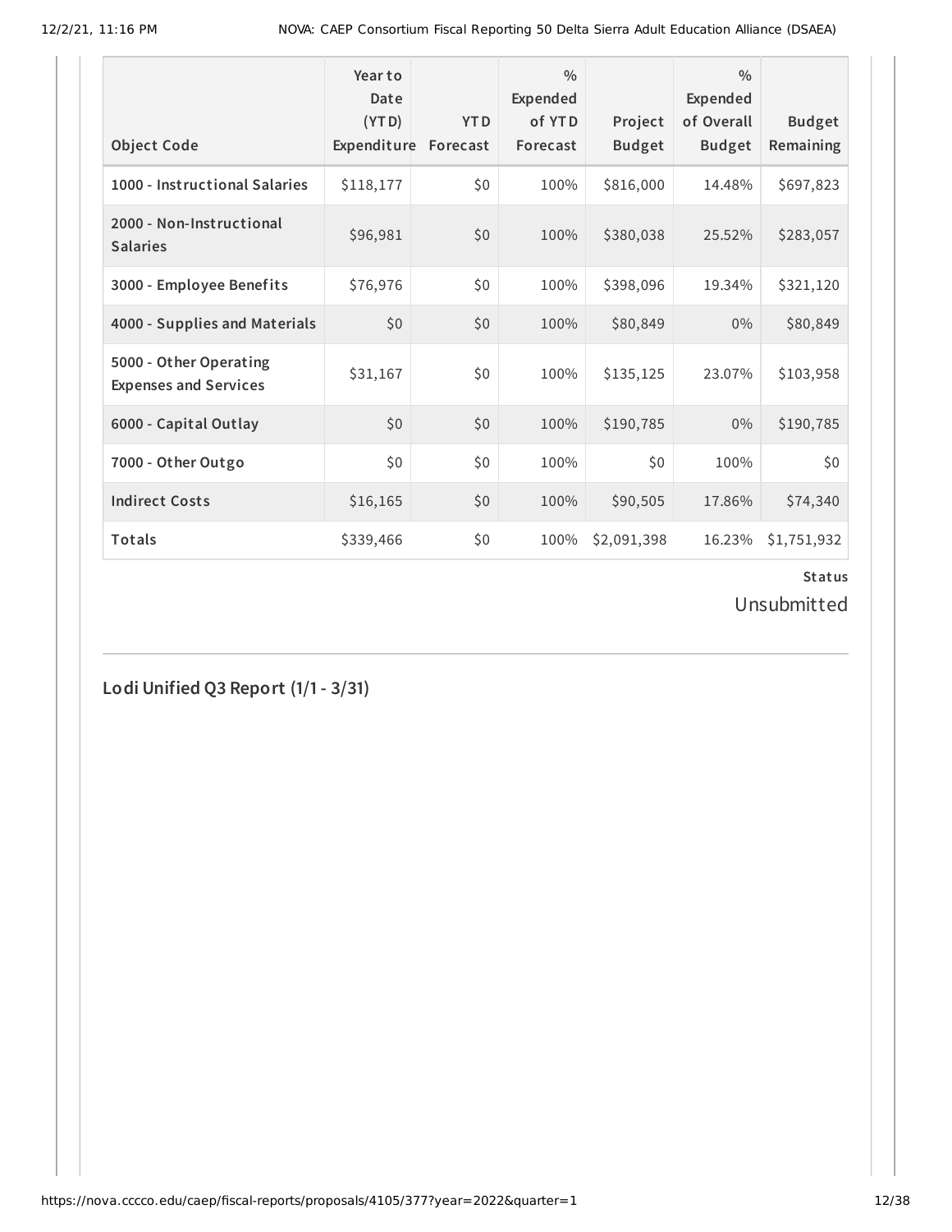| Object Code | Year to Date (YTD) Expenditure | YTD Forecast | % Expended of YTD Forecast | Project Budget | % Expended of Overall Budget | Budget Remaining |
|---|---|---|---|---|---|---|
| 1000 - Instructional Salaries | $118,177 | $0 | 100% | $816,000 | 14.48% | $697,823 |
| 2000 - Non-Instructional Salaries | $96,981 | $0 | 100% | $380,038 | 25.52% | $283,057 |
| 3000 - Employee Benefits | $76,976 | $0 | 100% | $398,096 | 19.34% | $321,120 |
| 4000 - Supplies and Materials | $0 | $0 | 100% | $80,849 | 0% | $80,849 |
| 5000 - Other Operating Expenses and Services | $31,167 | $0 | 100% | $135,125 | 23.07% | $103,958 |
| 6000 - Capital Outlay | $0 | $0 | 100% | $190,785 | 0% | $190,785 |
| 7000 - Other Outgo | $0 | $0 | 100% | $0 | 100% | $0 |
| Indirect Costs | $16,165 | $0 | 100% | $90,505 | 17.86% | $74,340 |
| Totals | $339,466 | $0 | 100% | $2,091,398 | 16.23% | $1,751,932 |

**Status**

Unsubmitted

## Lodi Unified Q3 Report (1/1 - 3/31)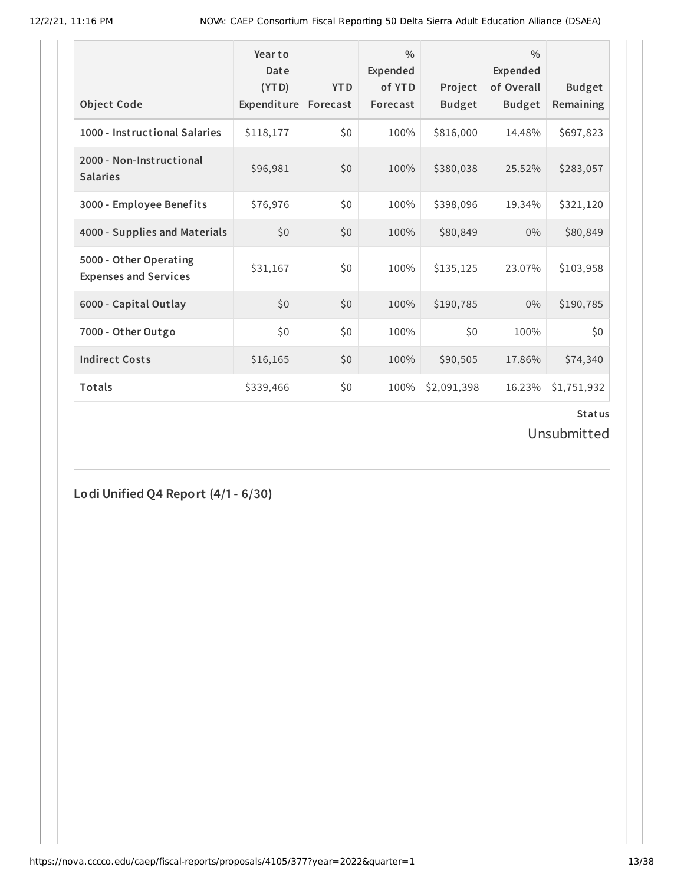| Object Code | Year to Date (YTD) Expenditure | YTD Forecast | % Expended of YTD Forecast | Project Budget | % Expended of Overall Budget | Budget Remaining |
|---|---|---|---|---|---|---|
| 1000 - Instructional Salaries | $118,177 | $0 | 100% | $816,000 | 14.48% | $697,823 |
| 2000 - Non-Instructional Salaries | $96,981 | $0 | 100% | $380,038 | 25.52% | $283,057 |
| 3000 - Employee Benefits | $76,976 | $0 | 100% | $398,096 | 19.34% | $321,120 |
| 4000 - Supplies and Materials | $0 | $0 | 100% | $80,849 | 0% | $80,849 |
| 5000 - Other Operating Expenses and Services | $31,167 | $0 | 100% | $135,125 | 23.07% | $103,958 |
| 6000 - Capital Outlay | $0 | $0 | 100% | $190,785 | 0% | $190,785 |
| 7000 - Other Outgo | $0 | $0 | 100% | $0 | 100% | $0 |
| Indirect Costs | $16,165 | $0 | 100% | $90,505 | 17.86% | $74,340 |
| Totals | $339,466 | $0 | 100% | $2,091,398 | 16.23% | $1,751,932 |

**Status**

Unsubmitted

## Lodi Unified Q4 Report (4/1 - 6/30)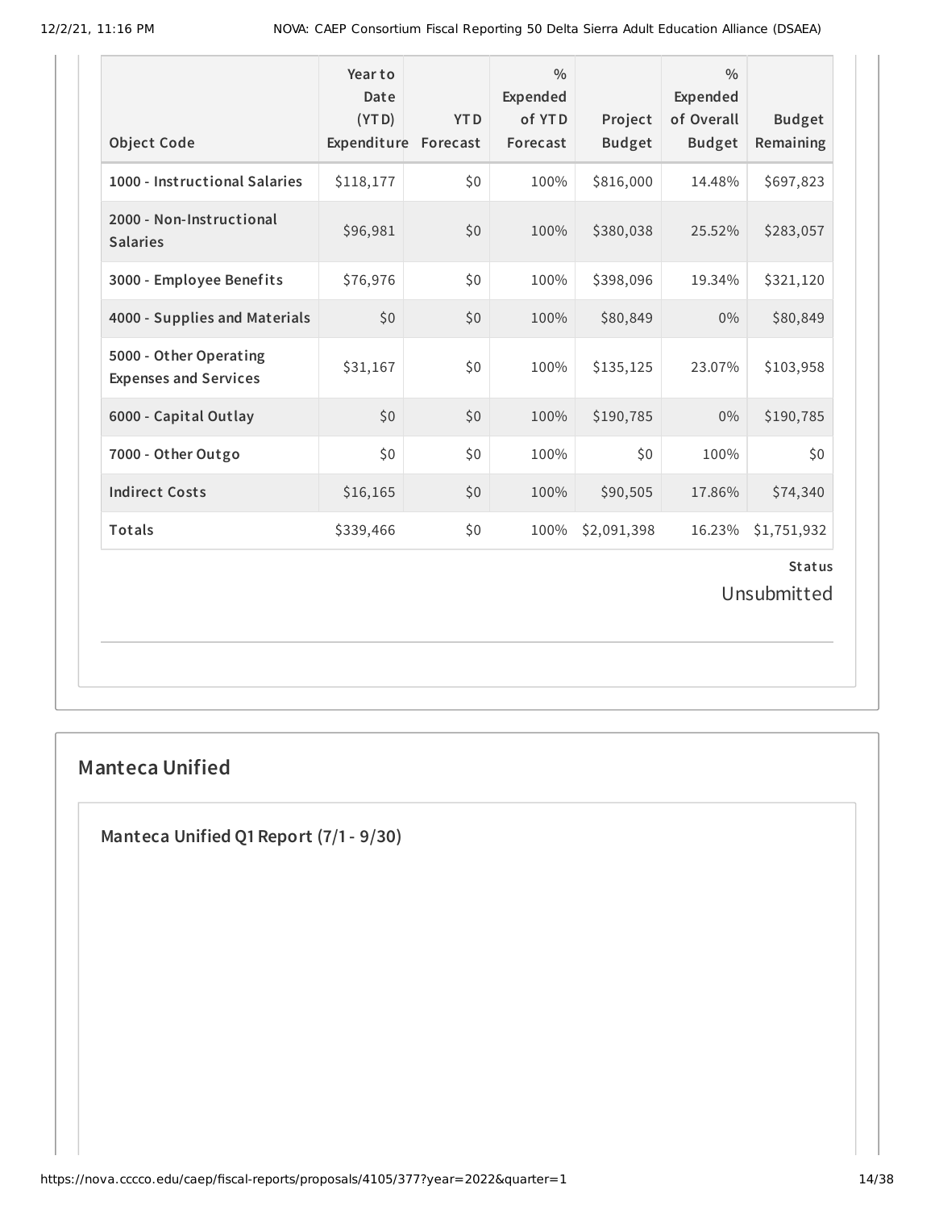| Object Code | Year to Date (YTD) Expenditure | YTD Forecast | % Expended of YTD Forecast | Project Budget | % Expended of Overall Budget | Budget Remaining |
|---|---|---|---|---|---|---|
| 1000 - Instructional Salaries | $118,177 | $0 | 100% | $816,000 | 14.48% | $697,823 |
| 2000 - Non-Instructional Salaries | $96,981 | $0 | 100% | $380,038 | 25.52% | $283,057 |
| 3000 - Employee Benefits | $76,976 | $0 | 100% | $398,096 | 19.34% | $321,120 |
| 4000 - Supplies and Materials | $0 | $0 | 100% | $80,849 | 0% | $80,849 |
| 5000 - Other Operating Expenses and Services | $31,167 | $0 | 100% | $135,125 | 23.07% | $103,958 |
| 6000 - Capital Outlay | $0 | $0 | 100% | $190,785 | 0% | $190,785 |
| 7000 - Other Outgo | $0 | $0 | 100% | $0 | 100% | $0 |
| Indirect Costs | $16,165 | $0 | 100% | $90,505 | 17.86% | $74,340 |
| Totals | $339,466 | $0 | 100% | $2,091,398 | 16.23% | $1,751,932 |

**Status**

Unsubmitted

## Manteca Unified

### Manteca Unified Q1 Report (7/1 - 9/30)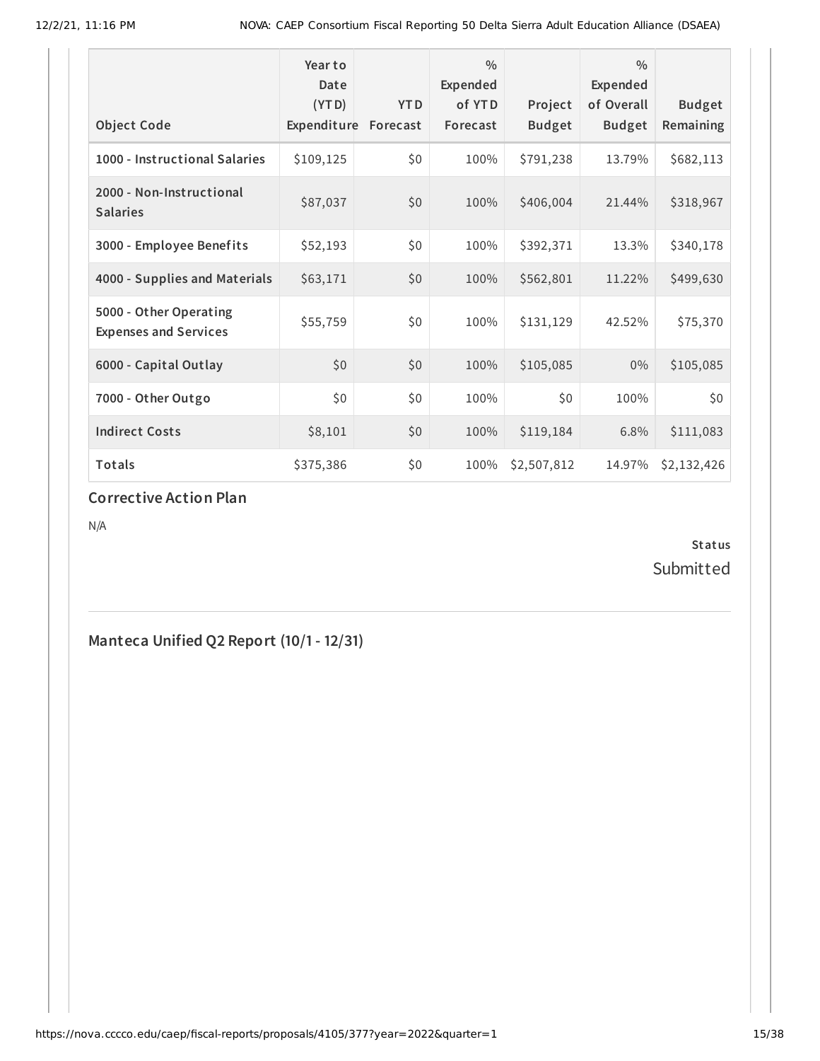| Object Code | Year to Date (YTD) Expenditure | YTD Forecast | % Expended of YTD Forecast | Project Budget | % Expended of Overall Budget | Budget Remaining |
|---|---|---|---|---|---|---|
| 1000 - Instructional Salaries | $109,125 | $0 | 100% | $791,238 | 13.79% | $682,113 |
| 2000 - Non-Instructional Salaries | $87,037 | $0 | 100% | $406,004 | 21.44% | $318,967 |
| 3000 - Employee Benefits | $52,193 | $0 | 100% | $392,371 | 13.3% | $340,178 |
| 4000 - Supplies and Materials | $63,171 | $0 | 100% | $562,801 | 11.22% | $499,630 |
| 5000 - Other Operating Expenses and Services | $55,759 | $0 | 100% | $131,129 | 42.52% | $75,370 |
| 6000 - Capital Outlay | $0 | $0 | 100% | $105,085 | 0% | $105,085 |
| 7000 - Other Outgo | $0 | $0 | 100% | $0 | 100% | $0 |
| Indirect Costs | $8,101 | $0 | 100% | $119,184 | 6.8% | $111,083 |
| Totals | $375,386 | $0 | 100% | $2,507,812 | 14.97% | $2,132,426 |

### Corrective Action Plan

N/A

**Status**

Submitted

## Manteca Unified Q2 Report (10/1 - 12/31)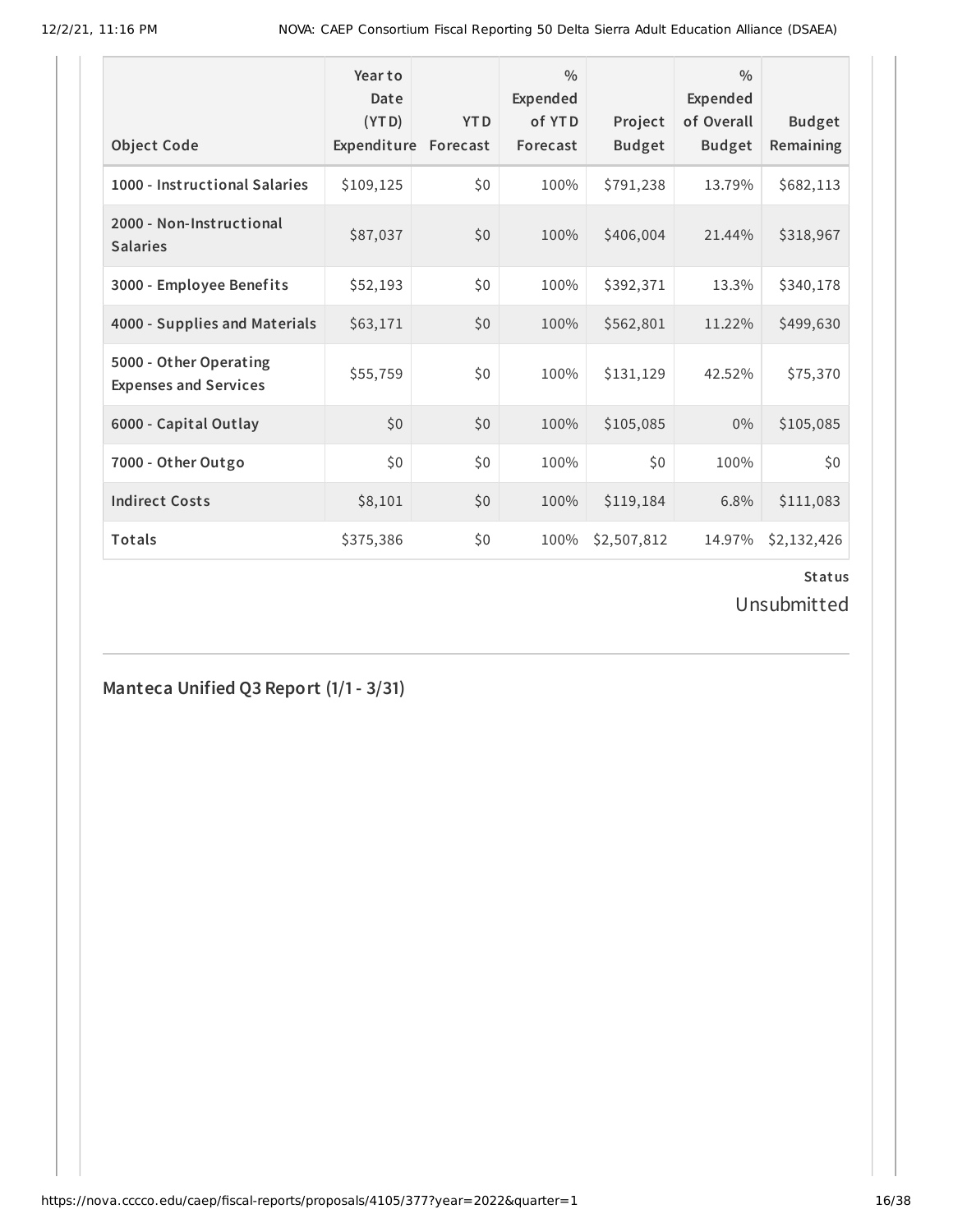| Object Code | Year to Date (YTD) Expenditure | YTD Forecast | % Expended of YTD Forecast | Project Budget | % Expended of Overall Budget | Budget Remaining |
|---|---|---|---|---|---|---|
| 1000 - Instructional Salaries | $109,125 | $0 | 100% | $791,238 | 13.79% | $682,113 |
| 2000 - Non-Instructional Salaries | $87,037 | $0 | 100% | $406,004 | 21.44% | $318,967 |
| 3000 - Employee Benefits | $52,193 | $0 | 100% | $392,371 | 13.3% | $340,178 |
| 4000 - Supplies and Materials | $63,171 | $0 | 100% | $562,801 | 11.22% | $499,630 |
| 5000 - Other Operating Expenses and Services | $55,759 | $0 | 100% | $131,129 | 42.52% | $75,370 |
| 6000 - Capital Outlay | $0 | $0 | 100% | $105,085 | 0% | $105,085 |
| 7000 - Other Outgo | $0 | $0 | 100% | $0 | 100% | $0 |
| Indirect Costs | $8,101 | $0 | 100% | $119,184 | 6.8% | $111,083 |
| Totals | $375,386 | $0 | 100% | $2,507,812 | 14.97% | $2,132,426 |

**Status**

Unsubmitted

## Manteca Unified Q3 Report (1/1 - 3/31)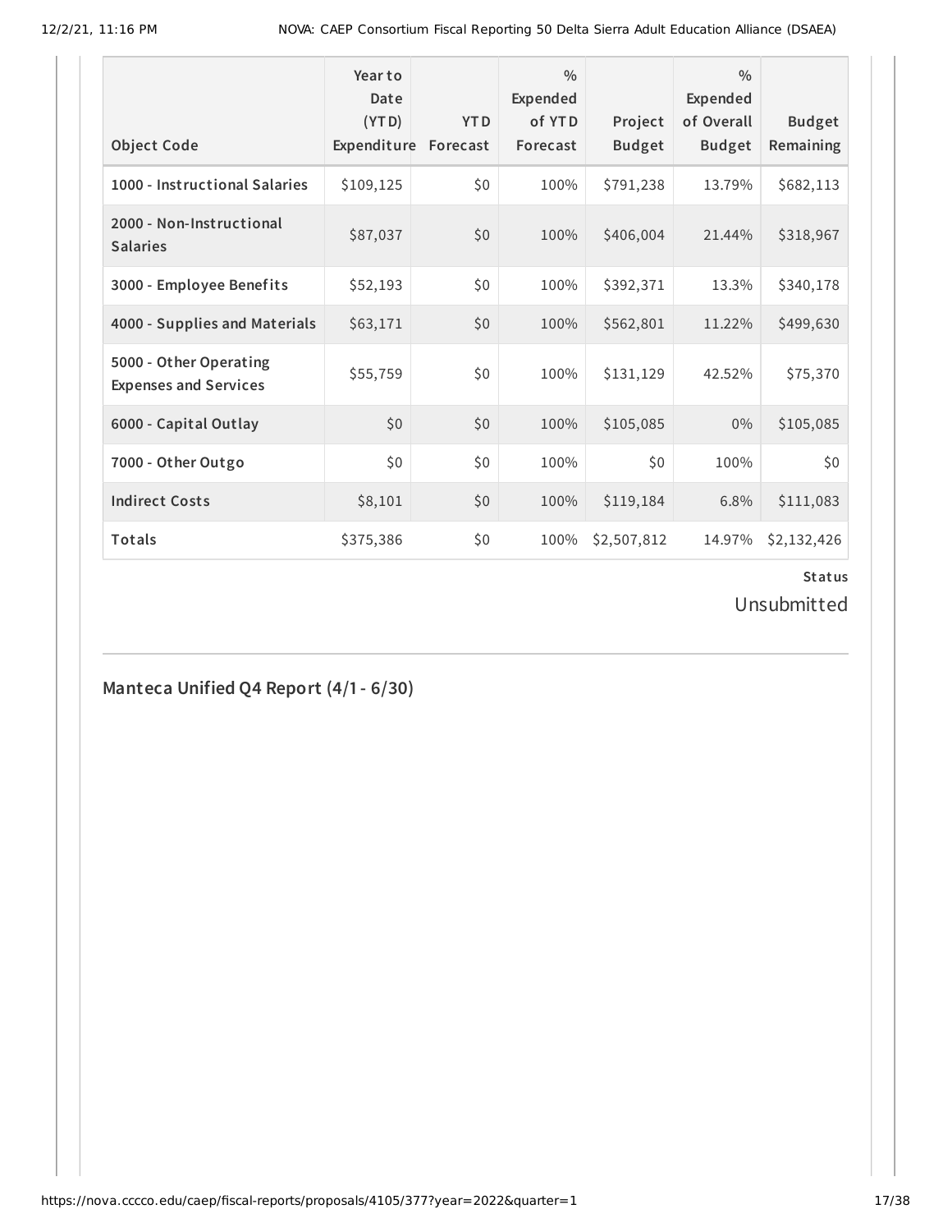| Object Code | Year to Date (YTD) Expenditure | YTD Forecast | % Expended of YTD Forecast | Project Budget | % Expended of Overall Budget | Budget Remaining |
|---|---|---|---|---|---|---|
| 1000 - Instructional Salaries | $109,125 | $0 | 100% | $791,238 | 13.79% | $682,113 |
| 2000 - Non-Instructional Salaries | $87,037 | $0 | 100% | $406,004 | 21.44% | $318,967 |
| 3000 - Employee Benefits | $52,193 | $0 | 100% | $392,371 | 13.3% | $340,178 |
| 4000 - Supplies and Materials | $63,171 | $0 | 100% | $562,801 | 11.22% | $499,630 |
| 5000 - Other Operating Expenses and Services | $55,759 | $0 | 100% | $131,129 | 42.52% | $75,370 |
| 6000 - Capital Outlay | $0 | $0 | 100% | $105,085 | 0% | $105,085 |
| 7000 - Other Outgo | $0 | $0 | 100% | $0 | 100% | $0 |
| Indirect Costs | $8,101 | $0 | 100% | $119,184 | 6.8% | $111,083 |
| Totals | $375,386 | $0 | 100% | $2,507,812 | 14.97% | $2,132,426 |

**Status**

Unsubmitted

## Manteca Unified Q4 Report (4/1 - 6/30)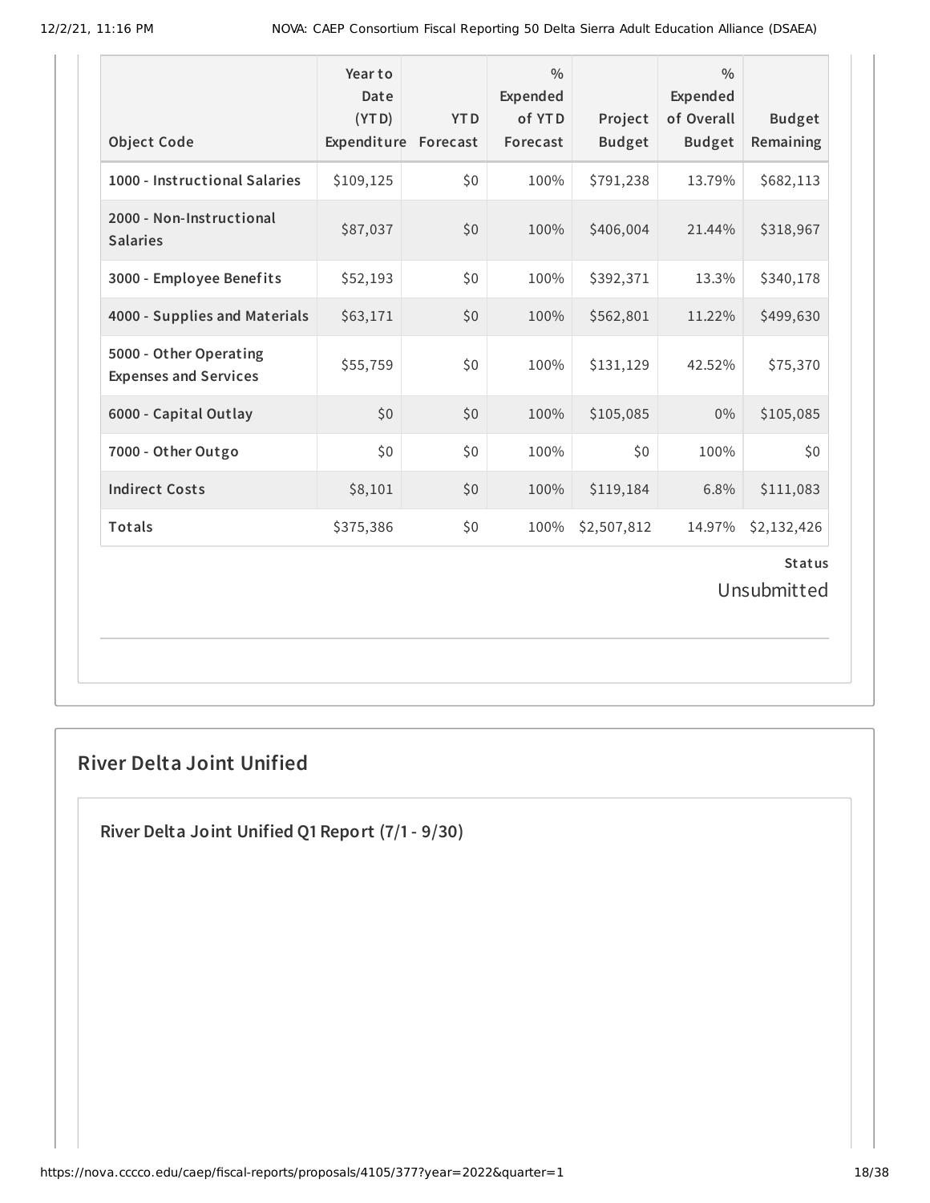| Object Code | Year to Date (YTD) Expenditure | YTD Forecast | % Expended of YTD Forecast | Project Budget | % Expended of Overall Budget | Budget Remaining |
|---|---|---|---|---|---|---|
| 1000 - Instructional Salaries | $109,125 | $0 | 100% | $791,238 | 13.79% | $682,113 |
| 2000 - Non-Instructional Salaries | $87,037 | $0 | 100% | $406,004 | 21.44% | $318,967 |
| 3000 - Employee Benefits | $52,193 | $0 | 100% | $392,371 | 13.3% | $340,178 |
| 4000 - Supplies and Materials | $63,171 | $0 | 100% | $562,801 | 11.22% | $499,630 |
| 5000 - Other Operating Expenses and Services | $55,759 | $0 | 100% | $131,129 | 42.52% | $75,370 |
| 6000 - Capital Outlay | $0 | $0 | 100% | $105,085 | 0% | $105,085 |
| 7000 - Other Outgo | $0 | $0 | 100% | $0 | 100% | $0 |
| Indirect Costs | $8,101 | $0 | 100% | $119,184 | 6.8% | $111,083 |
| Totals | $375,386 | $0 | 100% | $2,507,812 | 14.97% | $2,132,426 |

**Status**

Unsubmitted

## River Delta Joint Unified

### River Delta Joint Unified Q1 Report (7/1 - 9/30)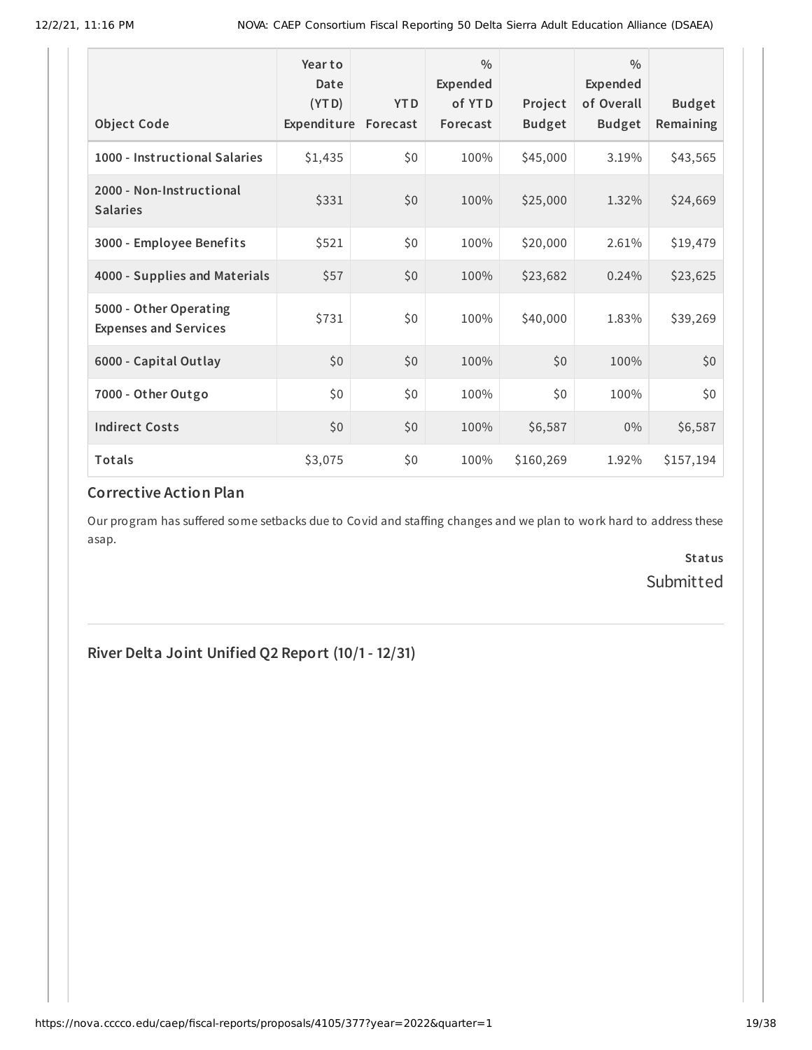| Object Code | Year to Date (YTD) Expenditure | YTD Forecast | % Expended of YTD Forecast | Project Budget | % Expended of Overall Budget | Budget Remaining |
|---|---|---|---|---|---|---|
| 1000 - Instructional Salaries | $1,435 | $0 | 100% | $45,000 | 3.19% | $43,565 |
| 2000 - Non-Instructional Salaries | $331 | $0 | 100% | $25,000 | 1.32% | $24,669 |
| 3000 - Employee Benefits | $521 | $0 | 100% | $20,000 | 2.61% | $19,479 |
| 4000 - Supplies and Materials | $57 | $0 | 100% | $23,682 | 0.24% | $23,625 |
| 5000 - Other Operating Expenses and Services | $731 | $0 | 100% | $40,000 | 1.83% | $39,269 |
| 6000 - Capital Outlay | $0 | $0 | 100% | $0 | 100% | $0 |
| 7000 - Other Outgo | $0 | $0 | 100% | $0 | 100% | $0 |
| Indirect Costs | $0 | $0 | 100% | $6,587 | 0% | $6,587 |
| Totals | $3,075 | $0 | 100% | $160,269 | 1.92% | $157,194 |

## Corrective Action Plan

Our program has suffered some setbacks due to Covid and staffing changes and we plan to work hard to address these asap.

**Status**

Submitted

## River Delta Joint Unified Q2 Report (10/1 - 12/31)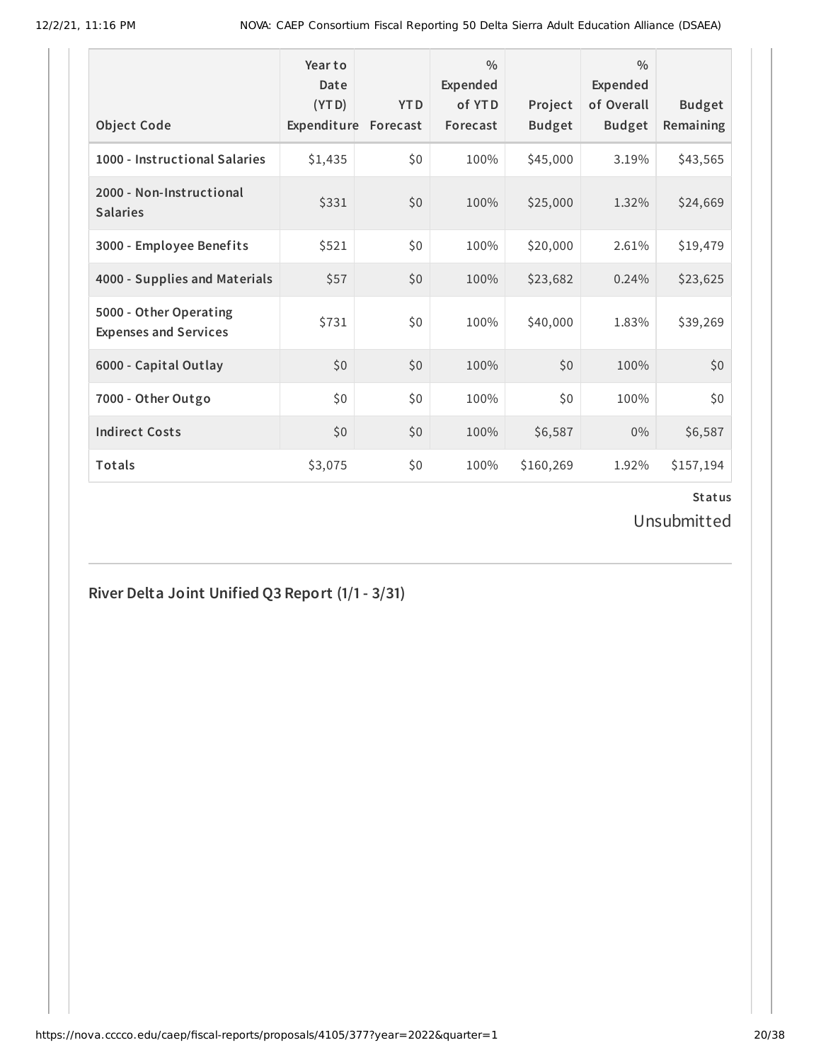| Object Code | Year to Date (YTD) Expenditure | YTD Forecast | % Expended of YTD Forecast | Project Budget | % Expended of Overall Budget | Budget Remaining |
|---|---|---|---|---|---|---|
| 1000 - Instructional Salaries | $1,435 | $0 | 100% | $45,000 | 3.19% | $43,565 |
| 2000 - Non-Instructional Salaries | $331 | $0 | 100% | $25,000 | 1.32% | $24,669 |
| 3000 - Employee Benefits | $521 | $0 | 100% | $20,000 | 2.61% | $19,479 |
| 4000 - Supplies and Materials | $57 | $0 | 100% | $23,682 | 0.24% | $23,625 |
| 5000 - Other Operating Expenses and Services | $731 | $0 | 100% | $40,000 | 1.83% | $39,269 |
| 6000 - Capital Outlay | $0 | $0 | 100% | $0 | 100% | $0 |
| 7000 - Other Outgo | $0 | $0 | 100% | $0 | 100% | $0 |
| Indirect Costs | $0 | $0 | 100% | $6,587 | 0% | $6,587 |
| Totals | $3,075 | $0 | 100% | $160,269 | 1.92% | $157,194 |

**Status**

Unsubmitted

## River Delta Joint Unified Q3 Report (1/1 - 3/31)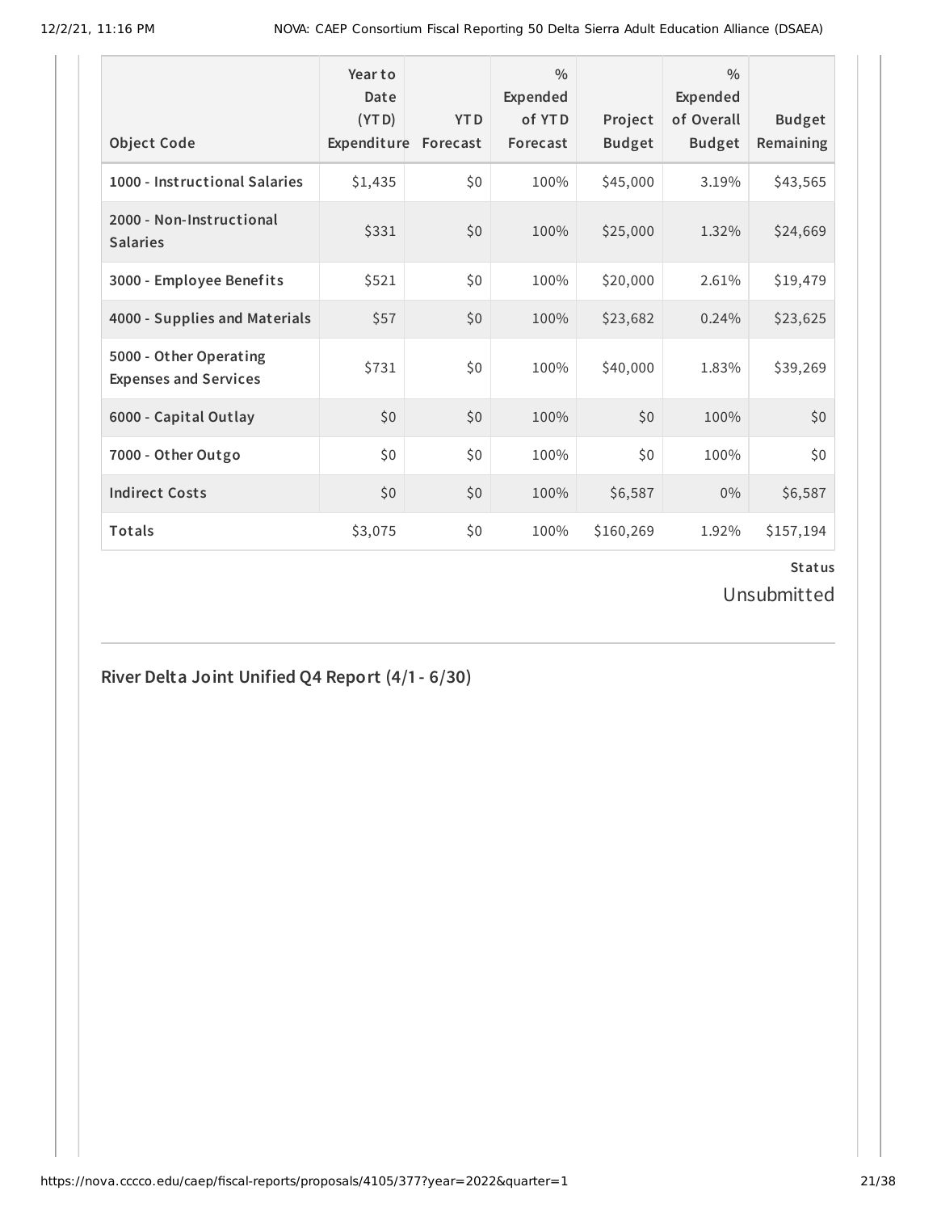| Object Code | Year to Date (YTD) Expenditure | YTD Forecast | % Expended of YTD Forecast | Project Budget | % Expended of Overall Budget | Budget Remaining |
|---|---|---|---|---|---|---|
| 1000 - Instructional Salaries | $1,435 | $0 | 100% | $45,000 | 3.19% | $43,565 |
| 2000 - Non-Instructional Salaries | $331 | $0 | 100% | $25,000 | 1.32% | $24,669 |
| 3000 - Employee Benefits | $521 | $0 | 100% | $20,000 | 2.61% | $19,479 |
| 4000 - Supplies and Materials | $57 | $0 | 100% | $23,682 | 0.24% | $23,625 |
| 5000 - Other Operating Expenses and Services | $731 | $0 | 100% | $40,000 | 1.83% | $39,269 |
| 6000 - Capital Outlay | $0 | $0 | 100% | $0 | 100% | $0 |
| 7000 - Other Outgo | $0 | $0 | 100% | $0 | 100% | $0 |
| Indirect Costs | $0 | $0 | 100% | $6,587 | 0% | $6,587 |
| Totals | $3,075 | $0 | 100% | $160,269 | 1.92% | $157,194 |

**Status**

Unsubmitted

## River Delta Joint Unified Q4 Report (4/1 - 6/30)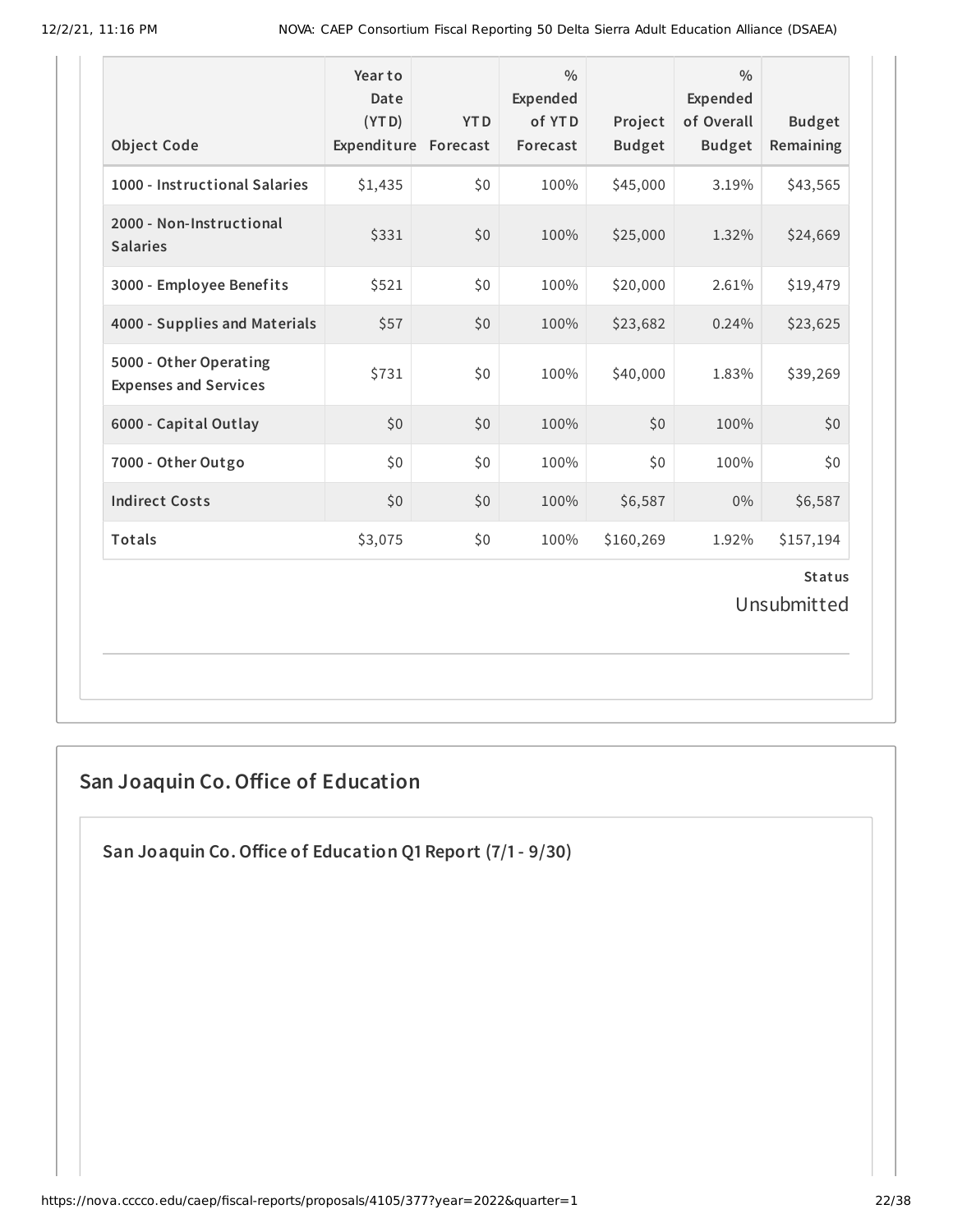| Object Code | Year to Date (YTD) Expenditure | YTD Forecast | % Expended of YTD Forecast | Project Budget | % Expended of Overall Budget | Budget Remaining |
|---|---|---|---|---|---|---|
| 1000 - Instructional Salaries | $1,435 | $0 | 100% | $45,000 | 3.19% | $43,565 |
| 2000 - Non-Instructional Salaries | $331 | $0 | 100% | $25,000 | 1.32% | $24,669 |
| 3000 - Employee Benefits | $521 | $0 | 100% | $20,000 | 2.61% | $19,479 |
| 4000 - Supplies and Materials | $57 | $0 | 100% | $23,682 | 0.24% | $23,625 |
| 5000 - Other Operating Expenses and Services | $731 | $0 | 100% | $40,000 | 1.83% | $39,269 |
| 6000 - Capital Outlay | $0 | $0 | 100% | $0 | 100% | $0 |
| 7000 - Other Outgo | $0 | $0 | 100% | $0 | 100% | $0 |
| Indirect Costs | $0 | $0 | 100% | $6,587 | 0% | $6,587 |
| Totals | $3,075 | $0 | 100% | $160,269 | 1.92% | $157,194 |

**Status**

Unsubmitted

## San Joaquin Co. Office of Education

### San Joaquin Co. Office of Education Q1 Report (7/1 - 9/30)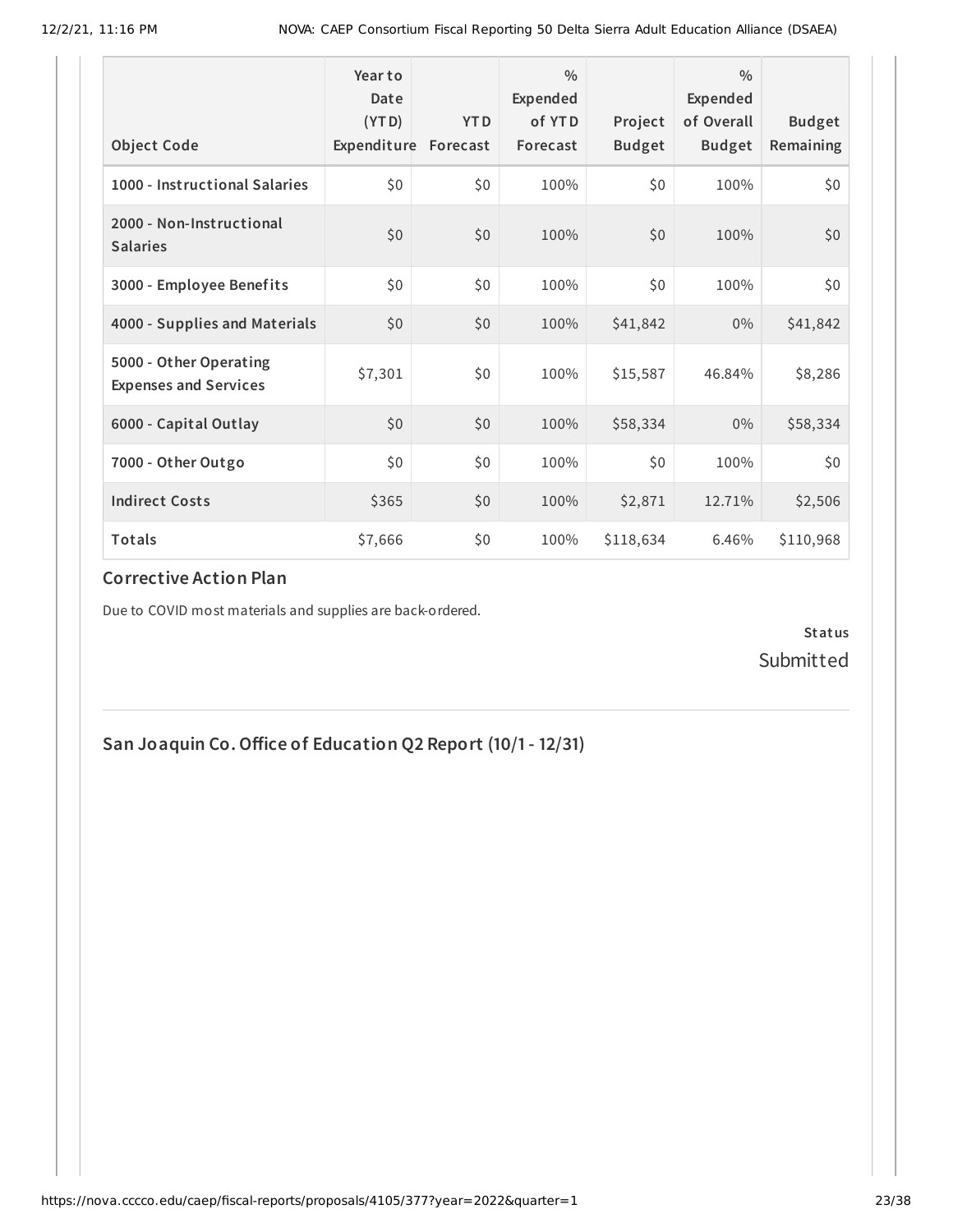| Object Code | Year to Date (YTD) Expenditure | YTD Forecast | % Expended of YTD Forecast | Project Budget | % Expended of Overall Budget | Budget Remaining |
|---|---|---|---|---|---|---|
| 1000 - Instructional Salaries | $0 | $0 | 100% | $0 | 100% | $0 |
| 2000 - Non-Instructional Salaries | $0 | $0 | 100% | $0 | 100% | $0 |
| 3000 - Employee Benefits | $0 | $0 | 100% | $0 | 100% | $0 |
| 4000 - Supplies and Materials | $0 | $0 | 100% | $41,842 | 0% | $41,842 |
| 5000 - Other Operating Expenses and Services | $7,301 | $0 | 100% | $15,587 | 46.84% | $8,286 |
| 6000 - Capital Outlay | $0 | $0 | 100% | $58,334 | 0% | $58,334 |
| 7000 - Other Outgo | $0 | $0 | 100% | $0 | 100% | $0 |
| Indirect Costs | $365 | $0 | 100% | $2,871 | 12.71% | $2,506 |
| Totals | $7,666 | $0 | 100% | $118,634 | 6.46% | $110,968 |

### Corrective Action Plan

Due to COVID most materials and supplies are back-ordered.

**Status**

Submitted

## San Joaquin Co. Office of Education Q2 Report (10/1 - 12/31)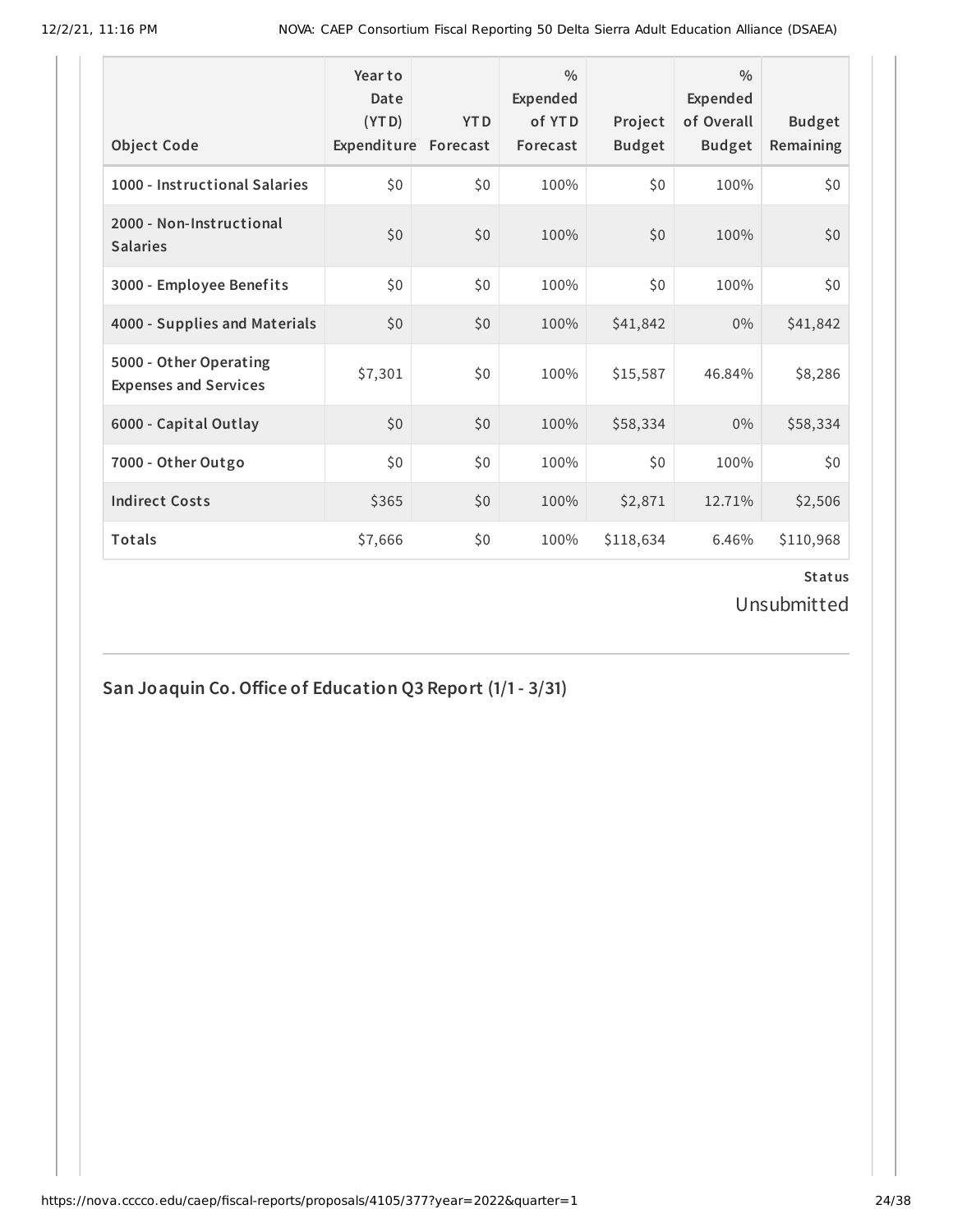| Object Code | Year to Date (YTD) Expenditure | YTD Forecast | % Expended of YTD Forecast | Project Budget | % Expended of Overall Budget | Budget Remaining |
|---|---|---|---|---|---|---|
| 1000 - Instructional Salaries | $0 | $0 | 100% | $0 | 100% | $0 |
| 2000 - Non-Instructional Salaries | $0 | $0 | 100% | $0 | 100% | $0 |
| 3000 - Employee Benefits | $0 | $0 | 100% | $0 | 100% | $0 |
| 4000 - Supplies and Materials | $0 | $0 | 100% | $41,842 | 0% | $41,842 |
| 5000 - Other Operating Expenses and Services | $7,301 | $0 | 100% | $15,587 | 46.84% | $8,286 |
| 6000 - Capital Outlay | $0 | $0 | 100% | $58,334 | 0% | $58,334 |
| 7000 - Other Outgo | $0 | $0 | 100% | $0 | 100% | $0 |
| Indirect Costs | $365 | $0 | 100% | $2,871 | 12.71% | $2,506 |
| Totals | $7,666 | $0 | 100% | $118,634 | 6.46% | $110,968 |

**Status**

Unsubmitted

## San Joaquin Co. Office of Education Q3 Report (1/1 - 3/31)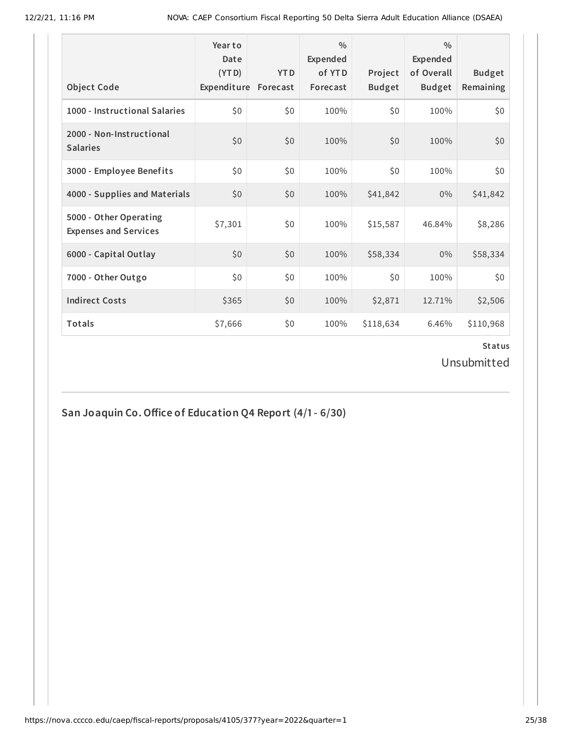| Object Code | Year to Date (YTD) Expenditure | YTD Forecast | % Expended of YTD Forecast | Project Budget | % Expended of Overall Budget | Budget Remaining |
|---|---|---|---|---|---|---|
| 1000 - Instructional Salaries | $0 | $0 | 100% | $0 | 100% | $0 |
| 2000 - Non-Instructional Salaries | $0 | $0 | 100% | $0 | 100% | $0 |
| 3000 - Employee Benefits | $0 | $0 | 100% | $0 | 100% | $0 |
| 4000 - Supplies and Materials | $0 | $0 | 100% | $41,842 | 0% | $41,842 |
| 5000 - Other Operating Expenses and Services | $7,301 | $0 | 100% | $15,587 | 46.84% | $8,286 |
| 6000 - Capital Outlay | $0 | $0 | 100% | $58,334 | 0% | $58,334 |
| 7000 - Other Outgo | $0 | $0 | 100% | $0 | 100% | $0 |
| Indirect Costs | $365 | $0 | 100% | $2,871 | 12.71% | $2,506 |
| Totals | $7,666 | $0 | 100% | $118,634 | 6.46% | $110,968 |

**Status**

Unsubmitted

## San Joaquin Co. Office of Education Q4 Report (4/1 - 6/30)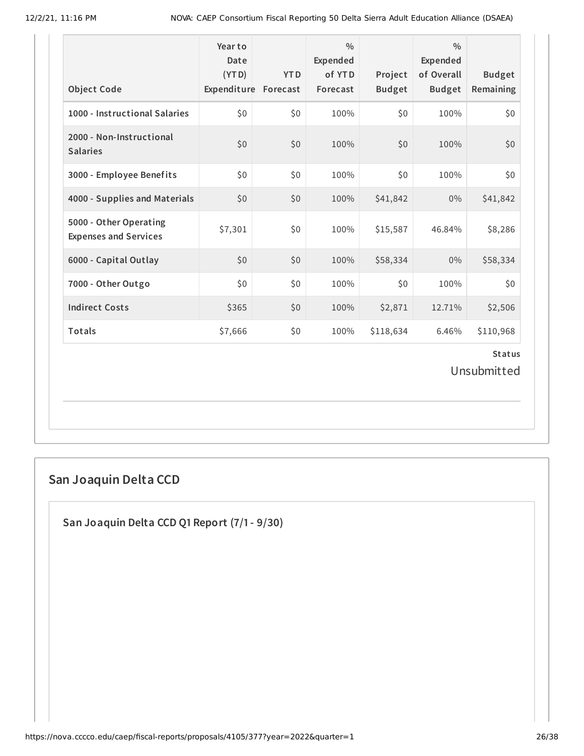| Object Code | Year to Date (YTD) Expenditure | YTD Forecast | % Expended of YTD Forecast | Project Budget | % Expended of Overall Budget | Budget Remaining |
|---|---|---|---|---|---|---|
| 1000 - Instructional Salaries | $0 | $0 | 100% | $0 | 100% | $0 |
| 2000 - Non-Instructional Salaries | $0 | $0 | 100% | $0 | 100% | $0 |
| 3000 - Employee Benefits | $0 | $0 | 100% | $0 | 100% | $0 |
| 4000 - Supplies and Materials | $0 | $0 | 100% | $41,842 | 0% | $41,842 |
| 5000 - Other Operating Expenses and Services | $7,301 | $0 | 100% | $15,587 | 46.84% | $8,286 |
| 6000 - Capital Outlay | $0 | $0 | 100% | $58,334 | 0% | $58,334 |
| 7000 - Other Outgo | $0 | $0 | 100% | $0 | 100% | $0 |
| Indirect Costs | $365 | $0 | 100% | $2,871 | 12.71% | $2,506 |
| Totals | $7,666 | $0 | 100% | $118,634 | 6.46% | $110,968 |

**Status**

Unsubmitted

## San Joaquin Delta CCD

### San Joaquin Delta CCD Q1 Report (7/1 - 9/30)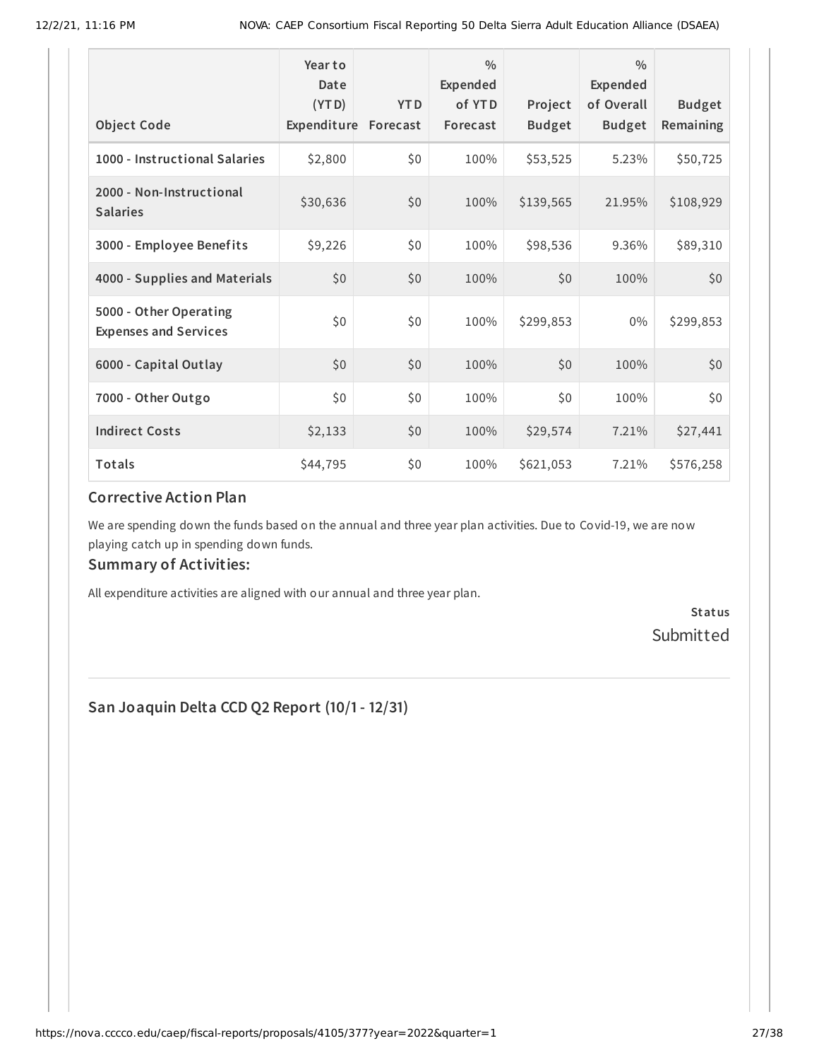| Object Code | Year to Date (YTD) Expenditure | YTD Forecast | % Expended of YTD Forecast | Project Budget | % Expended of Overall Budget | Budget Remaining |
|---|---|---|---|---|---|---|
| 1000 - Instructional Salaries | $2,800 | $0 | 100% | $53,525 | 5.23% | $50,725 |
| 2000 - Non-Instructional Salaries | $30,636 | $0 | 100% | $139,565 | 21.95% | $108,929 |
| 3000 - Employee Benefits | $9,226 | $0 | 100% | $98,536 | 9.36% | $89,310 |
| 4000 - Supplies and Materials | $0 | $0 | 100% | $0 | 100% | $0 |
| 5000 - Other Operating Expenses and Services | $0 | $0 | 100% | $299,853 | 0% | $299,853 |
| 6000 - Capital Outlay | $0 | $0 | 100% | $0 | 100% | $0 |
| 7000 - Other Outgo | $0 | $0 | 100% | $0 | 100% | $0 |
| Indirect Costs | $2,133 | $0 | 100% | $29,574 | 7.21% | $27,441 |
| Totals | $44,795 | $0 | 100% | $621,053 | 7.21% | $576,258 |

### Corrective Action Plan

We are spending down the funds based on the annual and three year plan activities. Due to Covid-19, we are now playing catch up in spending down funds.

### Summary of Activities:

All expenditure activities are aligned with our annual and three year plan.

**Status**

Submitted

## San Joaquin Delta CCD Q2 Report (10/1 - 12/31)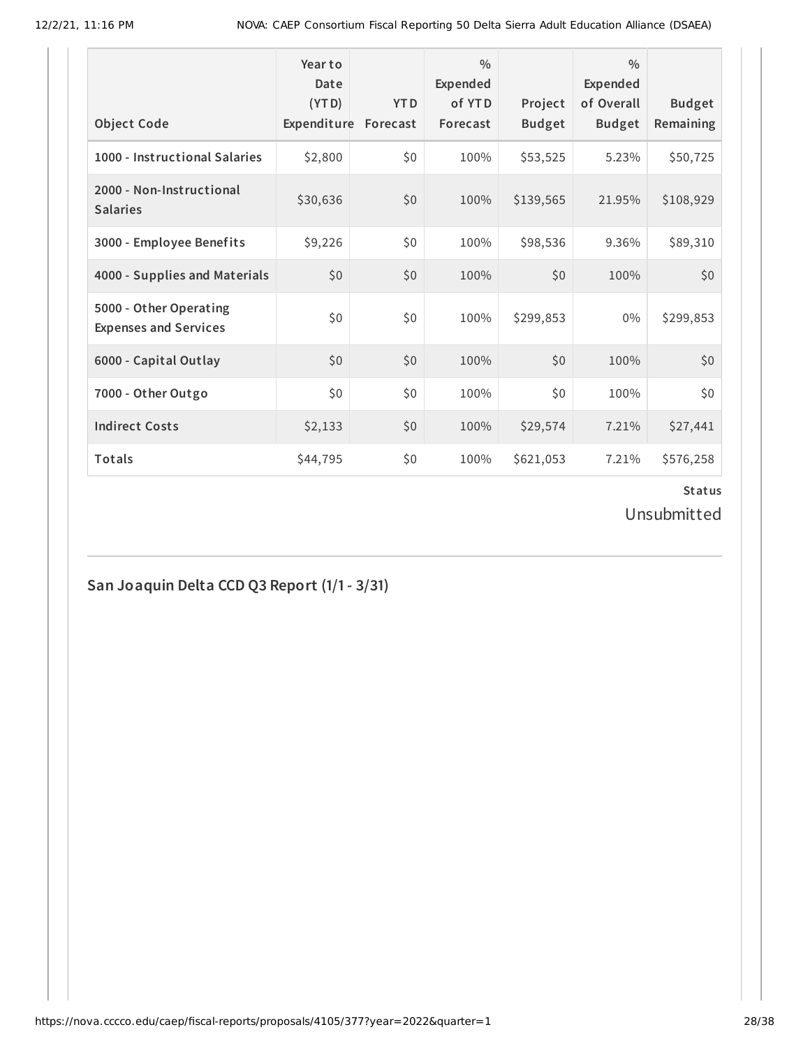| Object Code | Year to Date (YTD) Expenditure | YTD Forecast | % Expended of YTD Forecast | Project Budget | % Expended of Overall Budget | Budget Remaining |
|---|---|---|---|---|---|---|
| 1000 - Instructional Salaries | $2,800 | $0 | 100% | $53,525 | 5.23% | $50,725 |
| 2000 - Non-Instructional Salaries | $30,636 | $0 | 100% | $139,565 | 21.95% | $108,929 |
| 3000 - Employee Benefits | $9,226 | $0 | 100% | $98,536 | 9.36% | $89,310 |
| 4000 - Supplies and Materials | $0 | $0 | 100% | $0 | 100% | $0 |
| 5000 - Other Operating Expenses and Services | $0 | $0 | 100% | $299,853 | 0% | $299,853 |
| 6000 - Capital Outlay | $0 | $0 | 100% | $0 | 100% | $0 |
| 7000 - Other Outgo | $0 | $0 | 100% | $0 | 100% | $0 |
| Indirect Costs | $2,133 | $0 | 100% | $29,574 | 7.21% | $27,441 |
| Totals | $44,795 | $0 | 100% | $621,053 | 7.21% | $576,258 |

**Status**

Unsubmitted

## San Joaquin Delta CCD Q3 Report (1/1 - 3/31)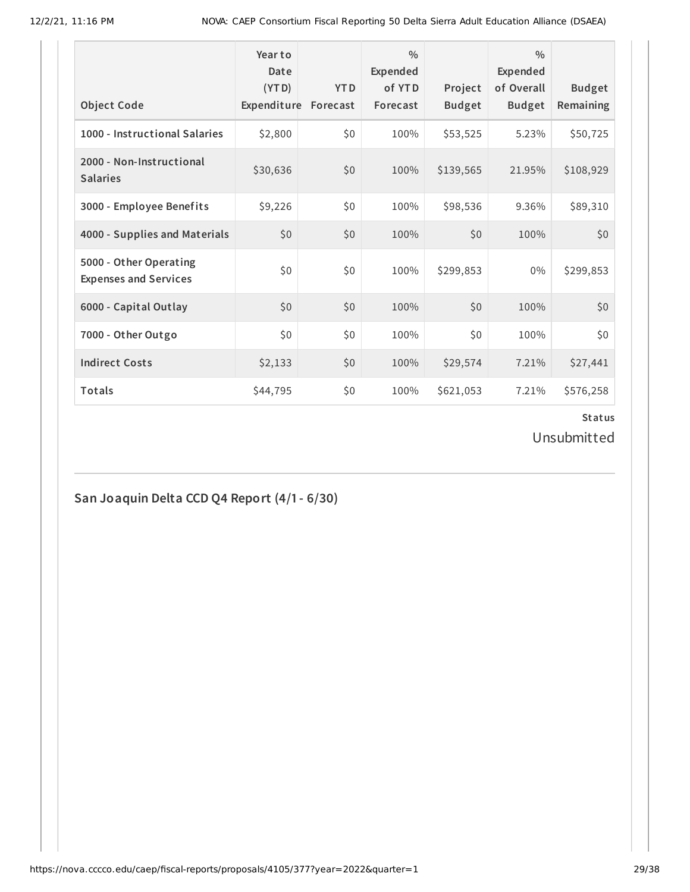| Object Code | Year to Date (YTD) Expenditure | YTD Forecast | % Expended of YTD Forecast | Project Budget | % Expended of Overall Budget | Budget Remaining |
|---|---|---|---|---|---|---|
| 1000 - Instructional Salaries | $2,800 | $0 | 100% | $53,525 | 5.23% | $50,725 |
| 2000 - Non-Instructional Salaries | $30,636 | $0 | 100% | $139,565 | 21.95% | $108,929 |
| 3000 - Employee Benefits | $9,226 | $0 | 100% | $98,536 | 9.36% | $89,310 |
| 4000 - Supplies and Materials | $0 | $0 | 100% | $0 | 100% | $0 |
| 5000 - Other Operating Expenses and Services | $0 | $0 | 100% | $299,853 | 0% | $299,853 |
| 6000 - Capital Outlay | $0 | $0 | 100% | $0 | 100% | $0 |
| 7000 - Other Outgo | $0 | $0 | 100% | $0 | 100% | $0 |
| Indirect Costs | $2,133 | $0 | 100% | $29,574 | 7.21% | $27,441 |
| Totals | $44,795 | $0 | 100% | $621,053 | 7.21% | $576,258 |

**Status**

Unsubmitted

## San Joaquin Delta CCD Q4 Report (4/1 - 6/30)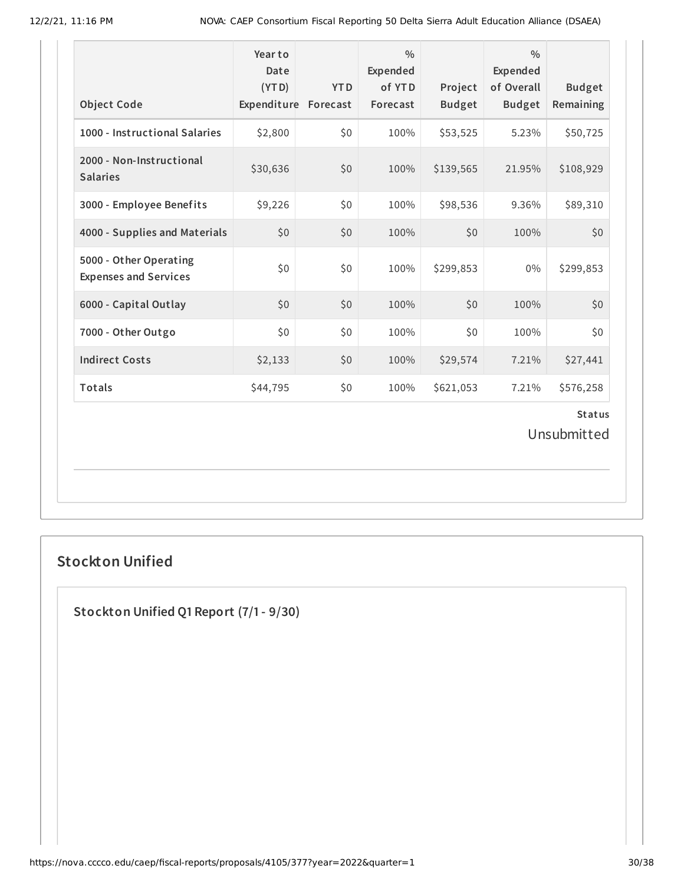| Object Code | Year to Date (YTD) Expenditure | YTD Forecast | % Expended of YTD Forecast | Project Budget | % Expended of Overall Budget | Budget Remaining |
|---|---|---|---|---|---|---|
| 1000 - Instructional Salaries | $2,800 | $0 | 100% | $53,525 | 5.23% | $50,725 |
| 2000 - Non-Instructional Salaries | $30,636 | $0 | 100% | $139,565 | 21.95% | $108,929 |
| 3000 - Employee Benefits | $9,226 | $0 | 100% | $98,536 | 9.36% | $89,310 |
| 4000 - Supplies and Materials | $0 | $0 | 100% | $0 | 100% | $0 |
| 5000 - Other Operating Expenses and Services | $0 | $0 | 100% | $299,853 | 0% | $299,853 |
| 6000 - Capital Outlay | $0 | $0 | 100% | $0 | 100% | $0 |
| 7000 - Other Outgo | $0 | $0 | 100% | $0 | 100% | $0 |
| Indirect Costs | $2,133 | $0 | 100% | $29,574 | 7.21% | $27,441 |
| Totals | $44,795 | $0 | 100% | $621,053 | 7.21% | $576,258 |

**Status**

Unsubmitted

## Stockton Unified

### Stockton Unified Q1 Report (7/1 - 9/30)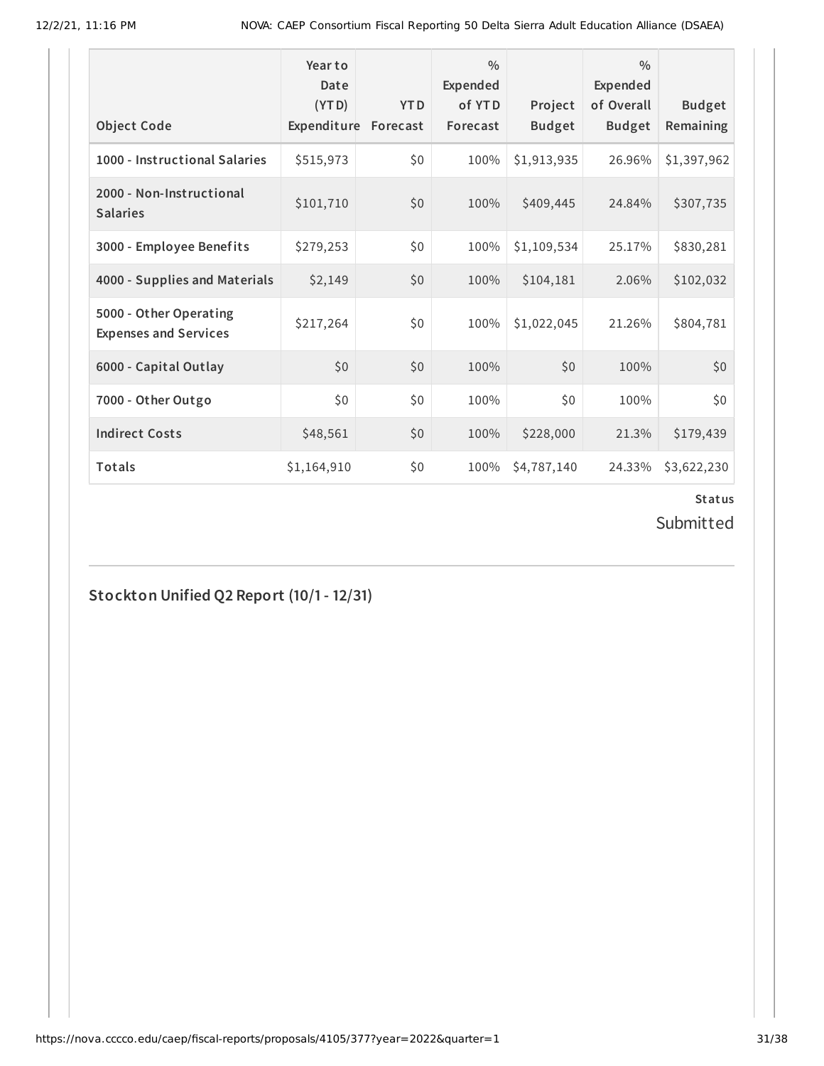| Object Code | Year to Date (YTD) Expenditure | YTD Forecast | % Expended of YTD Forecast | Project Budget | % Expended of Overall Budget | Budget Remaining |
|---|---|---|---|---|---|---|
| 1000 - Instructional Salaries | $515,973 | $0 | 100% | $1,913,935 | 26.96% | $1,397,962 |
| 2000 - Non-Instructional Salaries | $101,710 | $0 | 100% | $409,445 | 24.84% | $307,735 |
| 3000 - Employee Benefits | $279,253 | $0 | 100% | $1,109,534 | 25.17% | $830,281 |
| 4000 - Supplies and Materials | $2,149 | $0 | 100% | $104,181 | 2.06% | $102,032 |
| 5000 - Other Operating Expenses and Services | $217,264 | $0 | 100% | $1,022,045 | 21.26% | $804,781 |
| 6000 - Capital Outlay | $0 | $0 | 100% | $0 | 100% | $0 |
| 7000 - Other Outgo | $0 | $0 | 100% | $0 | 100% | $0 |
| Indirect Costs | $48,561 | $0 | 100% | $228,000 | 21.3% | $179,439 |
| Totals | $1,164,910 | $0 | 100% | $4,787,140 | 24.33% | $3,622,230 |

**Status**

Submitted

## Stockton Unified Q2 Report (10/1 - 12/31)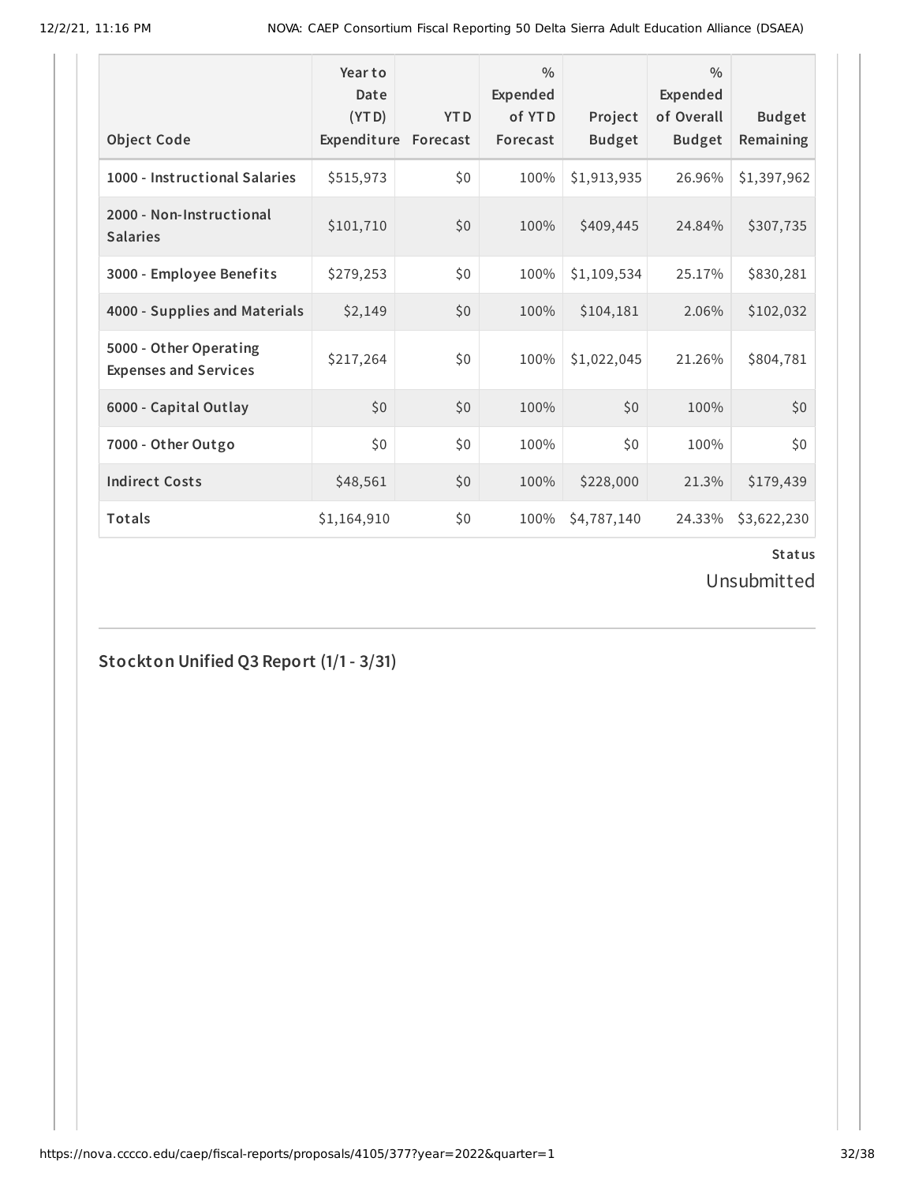| Object Code | Year to Date (YTD) Expenditure | YTD Forecast | % Expended of YTD Forecast | Project Budget | % Expended of Overall Budget | Budget Remaining |
|---|---|---|---|---|---|---|
| 1000 - Instructional Salaries | $515,973 | $0 | 100% | $1,913,935 | 26.96% | $1,397,962 |
| 2000 - Non-Instructional Salaries | $101,710 | $0 | 100% | $409,445 | 24.84% | $307,735 |
| 3000 - Employee Benefits | $279,253 | $0 | 100% | $1,109,534 | 25.17% | $830,281 |
| 4000 - Supplies and Materials | $2,149 | $0 | 100% | $104,181 | 2.06% | $102,032 |
| 5000 - Other Operating Expenses and Services | $217,264 | $0 | 100% | $1,022,045 | 21.26% | $804,781 |
| 6000 - Capital Outlay | $0 | $0 | 100% | $0 | 100% | $0 |
| 7000 - Other Outgo | $0 | $0 | 100% | $0 | 100% | $0 |
| Indirect Costs | $48,561 | $0 | 100% | $228,000 | 21.3% | $179,439 |
| Totals | $1,164,910 | $0 | 100% | $4,787,140 | 24.33% | $3,622,230 |

**Status**

Unsubmitted

## Stockton Unified Q3 Report (1/1 - 3/31)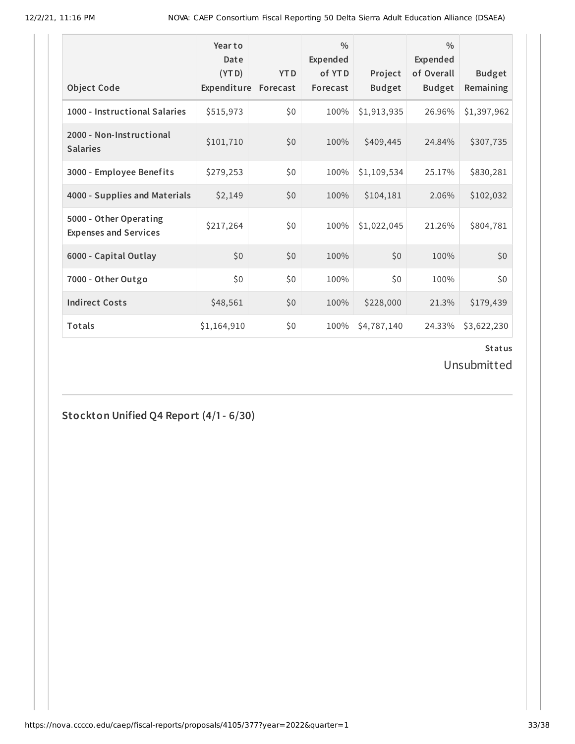| Object Code | Year to Date (YTD) Expenditure | YTD Forecast | % Expended of YTD Forecast | Project Budget | % Expended of Overall Budget | Budget Remaining |
|---|---|---|---|---|---|---|
| 1000 - Instructional Salaries | $515,973 | $0 | 100% | $1,913,935 | 26.96% | $1,397,962 |
| 2000 - Non-Instructional Salaries | $101,710 | $0 | 100% | $409,445 | 24.84% | $307,735 |
| 3000 - Employee Benefits | $279,253 | $0 | 100% | $1,109,534 | 25.17% | $830,281 |
| 4000 - Supplies and Materials | $2,149 | $0 | 100% | $104,181 | 2.06% | $102,032 |
| 5000 - Other Operating Expenses and Services | $217,264 | $0 | 100% | $1,022,045 | 21.26% | $804,781 |
| 6000 - Capital Outlay | $0 | $0 | 100% | $0 | 100% | $0 |
| 7000 - Other Outgo | $0 | $0 | 100% | $0 | 100% | $0 |
| Indirect Costs | $48,561 | $0 | 100% | $228,000 | 21.3% | $179,439 |
| Totals | $1,164,910 | $0 | 100% | $4,787,140 | 24.33% | $3,622,230 |

**Status**

Unsubmitted

## Stockton Unified Q4 Report (4/1 - 6/30)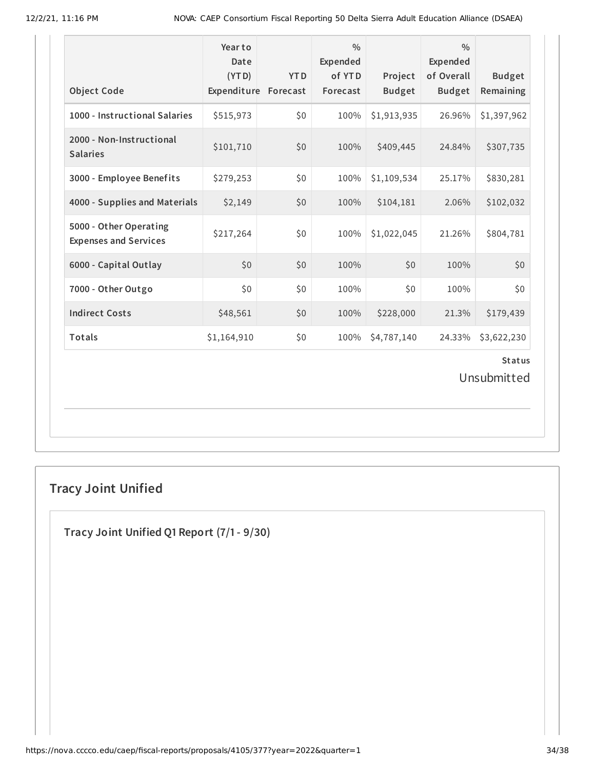| Object Code | Year to Date (YTD) Expenditure | YTD Forecast | % Expended of YTD Forecast | Project Budget | % Expended of Overall Budget | Budget Remaining |
|---|---|---|---|---|---|---|
| 1000 - Instructional Salaries | $515,973 | $0 | 100% | $1,913,935 | 26.96% | $1,397,962 |
| 2000 - Non-Instructional Salaries | $101,710 | $0 | 100% | $409,445 | 24.84% | $307,735 |
| 3000 - Employee Benefits | $279,253 | $0 | 100% | $1,109,534 | 25.17% | $830,281 |
| 4000 - Supplies and Materials | $2,149 | $0 | 100% | $104,181 | 2.06% | $102,032 |
| 5000 - Other Operating Expenses and Services | $217,264 | $0 | 100% | $1,022,045 | 21.26% | $804,781 |
| 6000 - Capital Outlay | $0 | $0 | 100% | $0 | 100% | $0 |
| 7000 - Other Outgo | $0 | $0 | 100% | $0 | 100% | $0 |
| Indirect Costs | $48,561 | $0 | 100% | $228,000 | 21.3% | $179,439 |
| Totals | $1,164,910 | $0 | 100% | $4,787,140 | 24.33% | $3,622,230 |

**Status**

Unsubmitted

## Tracy Joint Unified

### Tracy Joint Unified Q1 Report (7/1 - 9/30)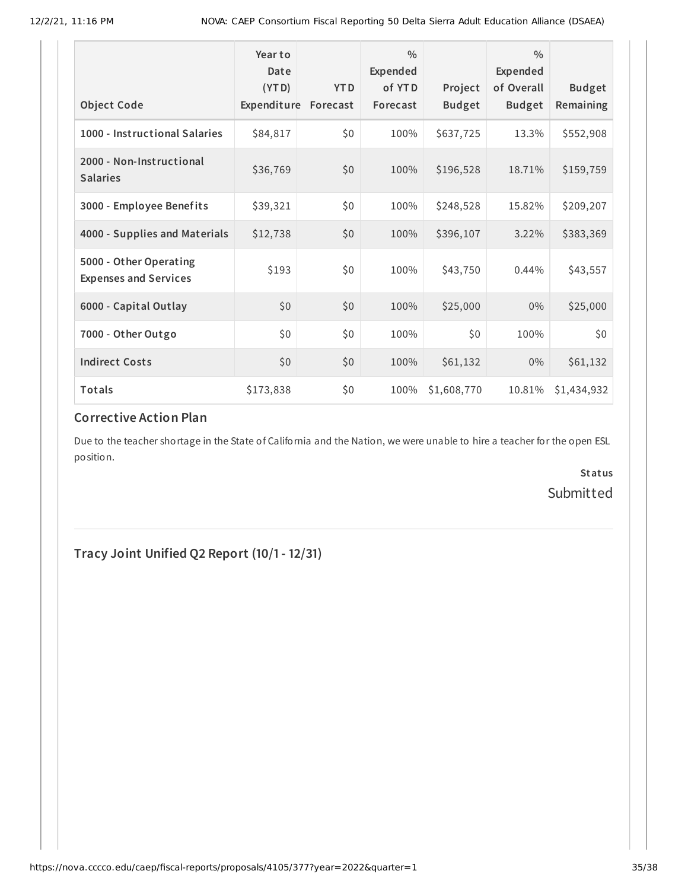| Object Code | Year to Date (YTD) Expenditure | YTD Forecast | % Expended of YTD Forecast | Project Budget | % Expended of Overall Budget | Budget Remaining |
| --- | --- | --- | --- | --- | --- | --- |
| 1000 - Instructional Salaries | $84,817 | $0 | 100% | $637,725 | 13.3% | $552,908 |
| 2000 - Non-Instructional Salaries | $36,769 | $0 | 100% | $196,528 | 18.71% | $159,759 |
| 3000 - Employee Benefits | $39,321 | $0 | 100% | $248,528 | 15.82% | $209,207 |
| 4000 - Supplies and Materials | $12,738 | $0 | 100% | $396,107 | 3.22% | $383,369 |
| 5000 - Other Operating Expenses and Services | $193 | $0 | 100% | $43,750 | 0.44% | $43,557 |
| 6000 - Capital Outlay | $0 | $0 | 100% | $25,000 | 0% | $25,000 |
| 7000 - Other Outgo | $0 | $0 | 100% | $0 | 100% | $0 |
| Indirect Costs | $0 | $0 | 100% | $61,132 | 0% | $61,132 |
| Totals | $173,838 | $0 | 100% | $1,608,770 | 10.81% | $1,434,932 |

### Corrective Action Plan

Due to the teacher shortage in the State of California and the Nation, we were unable to hire a teacher for the open ESL position.

**Status**

Submitted

## Tracy Joint Unified Q2 Report (10/1 - 12/31)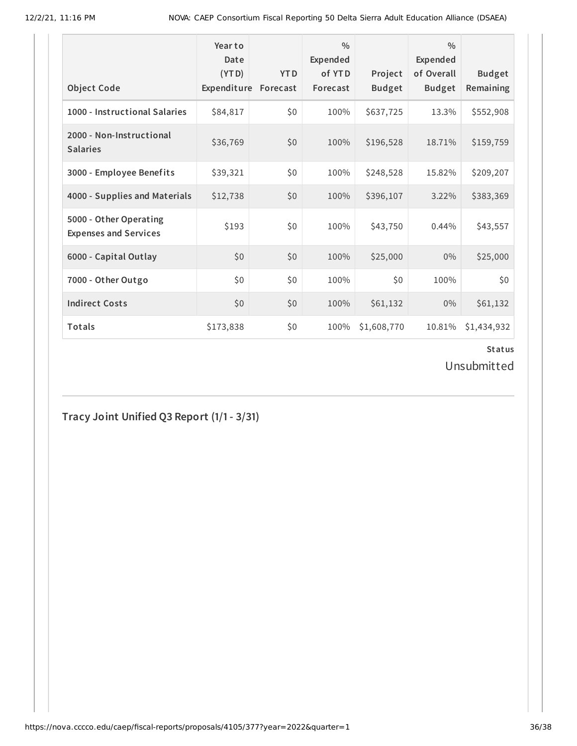| Object Code | Year to Date (YTD) Expenditure | YTD Forecast | % Expended of YTD Forecast | Project Budget | % Expended of Overall Budget | Budget Remaining |
|---|---|---|---|---|---|---|
| **1000 - Instructional Salaries** | $84,817 | $0 | 100% | $637,725 | 13.3% | $552,908 |
| **2000 - Non-Instructional Salaries** | $36,769 | $0 | 100% | $196,528 | 18.71% | $159,759 |
| **3000 - Employee Benefits** | $39,321 | $0 | 100% | $248,528 | 15.82% | $209,207 |
| **4000 - Supplies and Materials** | $12,738 | $0 | 100% | $396,107 | 3.22% | $383,369 |
| **5000 - Other Operating Expenses and Services** | $193 | $0 | 100% | $43,750 | 0.44% | $43,557 |
| **6000 - Capital Outlay** | $0 | $0 | 100% | $25,000 | 0% | $25,000 |
| **7000 - Other Outgo** | $0 | $0 | 100% | $0 | 100% | $0 |
| **Indirect Costs** | $0 | $0 | 100% | $61,132 | 0% | $61,132 |
| **Totals** | $173,838 | $0 | 100% | $1,608,770 | 10.81% | $1,434,932 |

**Status**

Unsubmitted

## Tracy Joint Unified Q3 Report (1/1 - 3/31)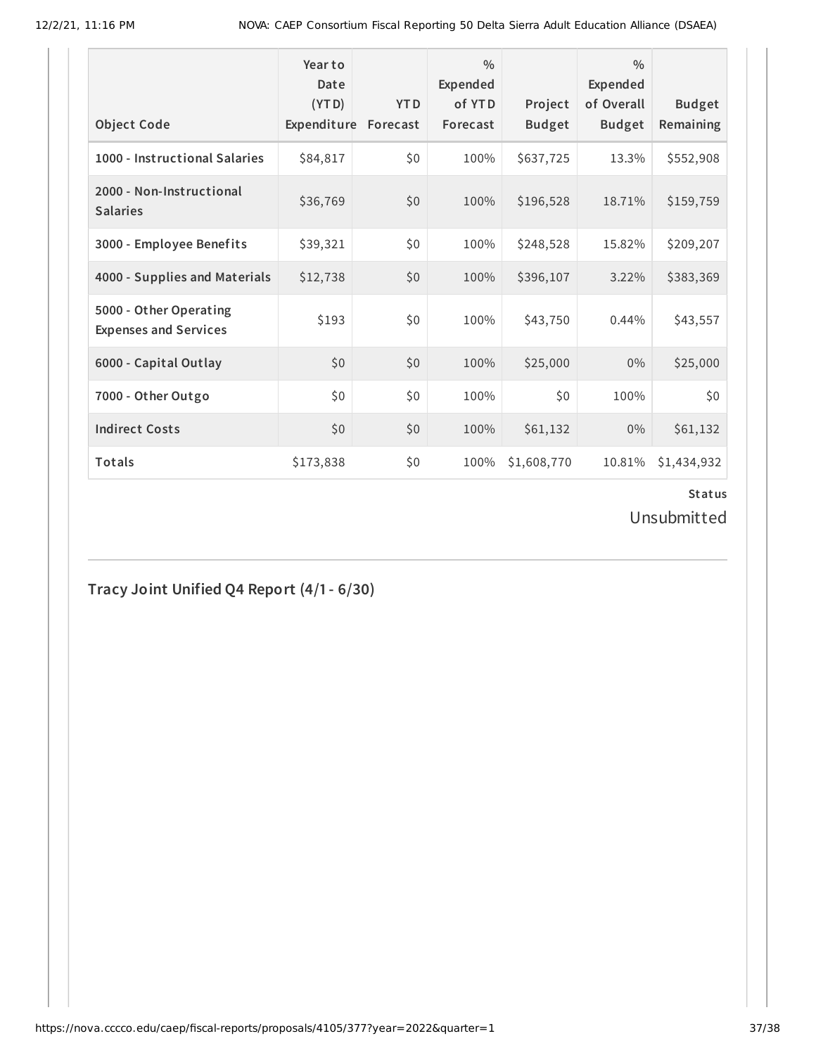| Object Code | Year to Date (YTD) Expenditure | YTD Forecast | % Expended of YTD Forecast | Project Budget | % Expended of Overall Budget | Budget Remaining |
|---|---|---|---|---|---|---|
| 1000 - Instructional Salaries | $84,817 | $0 | 100% | $637,725 | 13.3% | $552,908 |
| 2000 - Non-Instructional Salaries | $36,769 | $0 | 100% | $196,528 | 18.71% | $159,759 |
| 3000 - Employee Benefits | $39,321 | $0 | 100% | $248,528 | 15.82% | $209,207 |
| 4000 - Supplies and Materials | $12,738 | $0 | 100% | $396,107 | 3.22% | $383,369 |
| 5000 - Other Operating Expenses and Services | $193 | $0 | 100% | $43,750 | 0.44% | $43,557 |
| 6000 - Capital Outlay | $0 | $0 | 100% | $25,000 | 0% | $25,000 |
| 7000 - Other Outgo | $0 | $0 | 100% | $0 | 100% | $0 |
| Indirect Costs | $0 | $0 | 100% | $61,132 | 0% | $61,132 |
| Totals | $173,838 | $0 | 100% | $1,608,770 | 10.81% | $1,434,932 |

**Status**

Unsubmitted

## Tracy Joint Unified Q4 Report (4/1 - 6/30)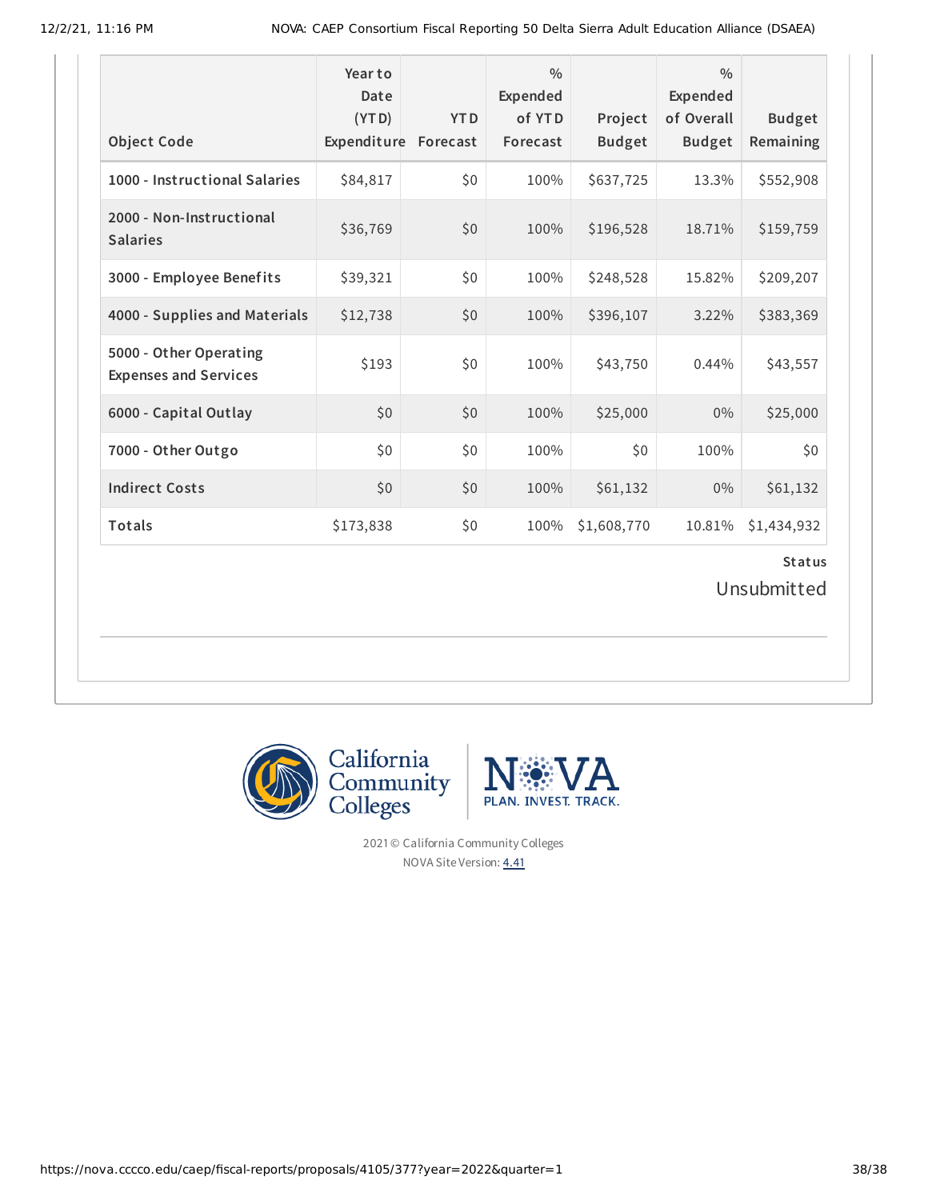| Object Code | Year to Date (YTD) Expenditure | YTD Forecast | % Expended of YTD Forecast | Project Budget | % Expended of Overall Budget | Budget Remaining |
|---|---|---|---|---|---|---|
| 1000 - Instructional Salaries | $84,817 | $0 | 100% | $637,725 | 13.3% | $552,908 |
| 2000 - Non-Instructional Salaries | $36,769 | $0 | 100% | $196,528 | 18.71% | $159,759 |
| 3000 - Employee Benefits | $39,321 | $0 | 100% | $248,528 | 15.82% | $209,207 |
| 4000 - Supplies and Materials | $12,738 | $0 | 100% | $396,107 | 3.22% | $383,369 |
| 5000 - Other Operating Expenses and Services | $193 | $0 | 100% | $43,750 | 0.44% | $43,557 |
| 6000 - Capital Outlay | $0 | $0 | 100% | $25,000 | 0% | $25,000 |
| 7000 - Other Outgo | $0 | $0 | 100% | $0 | 100% | $0 |
| Indirect Costs | $0 | $0 | 100% | $61,132 | 0% | $61,132 |
| Totals | $173,838 | $0 | 100% | $1,608,770 | 10.81% | $1,434,932 |

**Status**

Unsubmitted

California Community Colleges

NOVA PLAN. INVEST. TRACK.

2021 © California Community Colleges

NOVA Site Version: 4.41